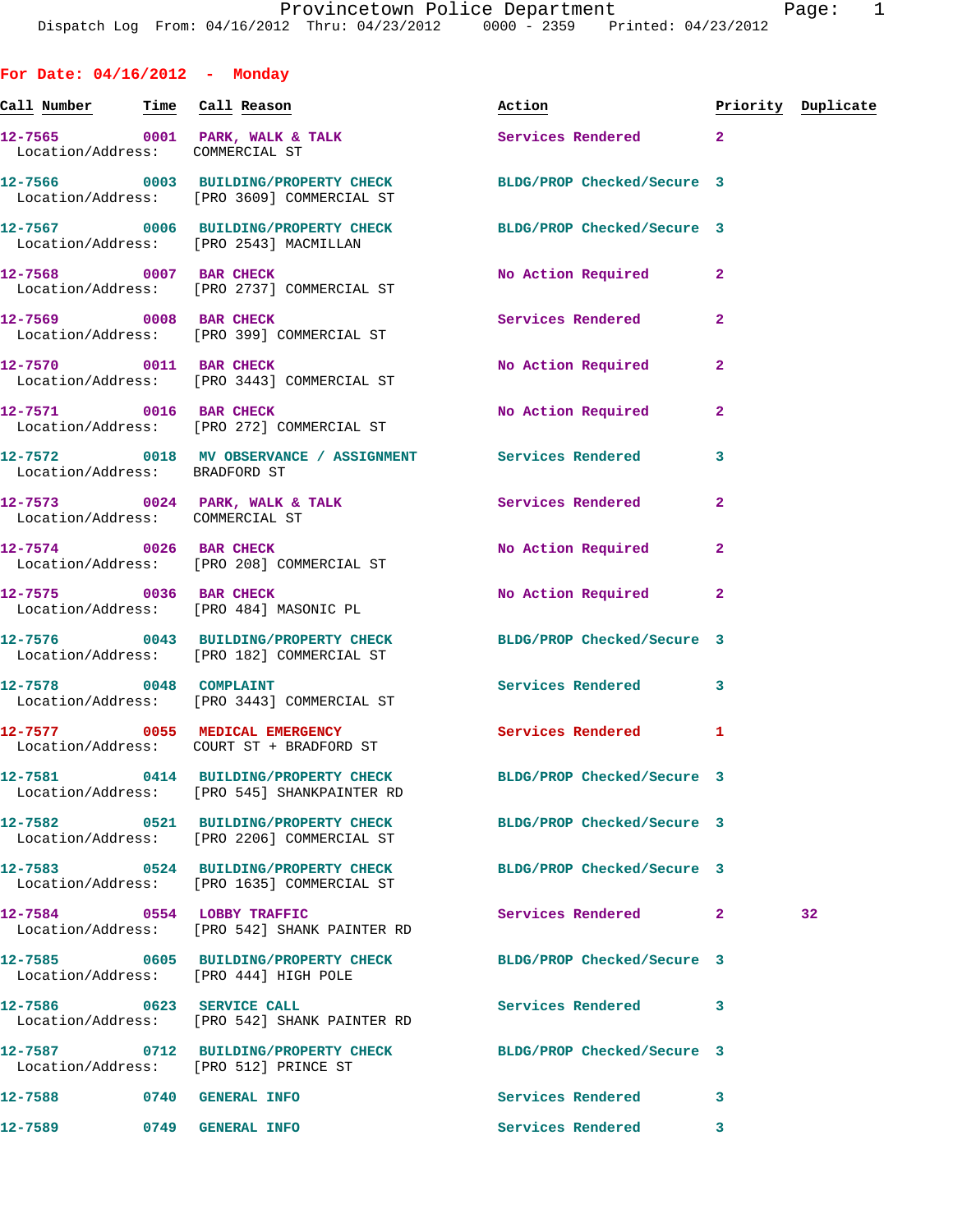For Date: 04/16/2012 - Monday

| Call Number | Time | Call Reason | Action | Priority | Duplicate |
|---|---|---|---|---|---|
| 12-7565 | 0001 | PARK, WALK & TALK | Services Rendered | 2 | |
| Location/Address: | | COMMERCIAL ST | | | |
| 12-7566 | 0003 | BUILDING/PROPERTY CHECK | BLDG/PROP Checked/Secure | 3 | |
| Location/Address: | | [PRO 3609] COMMERCIAL ST | | | |
| 12-7567 | 0006 | BUILDING/PROPERTY CHECK | BLDG/PROP Checked/Secure | 3 | |
| Location/Address: | | [PRO 2543] MACMILLAN | | | |
| 12-7568 | 0007 | BAR CHECK | No Action Required | 2 | |
| Location/Address: | | [PRO 2737] COMMERCIAL ST | | | |
| 12-7569 | 0008 | BAR CHECK | Services Rendered | 2 | |
| Location/Address: | | [PRO 399] COMMERCIAL ST | | | |
| 12-7570 | 0011 | BAR CHECK | No Action Required | 2 | |
| Location/Address: | | [PRO 3443] COMMERCIAL ST | | | |
| 12-7571 | 0016 | BAR CHECK | No Action Required | 2 | |
| Location/Address: | | [PRO 272] COMMERCIAL ST | | | |
| 12-7572 | 0018 | MV OBSERVANCE / ASSIGNMENT | Services Rendered | 3 | |
| Location/Address: | | BRADFORD ST | | | |
| 12-7573 | 0024 | PARK, WALK & TALK | Services Rendered | 2 | |
| Location/Address: | | COMMERCIAL ST | | | |
| 12-7574 | 0026 | BAR CHECK | No Action Required | 2 | |
| Location/Address: | | [PRO 208] COMMERCIAL ST | | | |
| 12-7575 | 0036 | BAR CHECK | No Action Required | 2 | |
| Location/Address: | | [PRO 484] MASONIC PL | | | |
| 12-7576 | 0043 | BUILDING/PROPERTY CHECK | BLDG/PROP Checked/Secure | 3 | |
| Location/Address: | | [PRO 182] COMMERCIAL ST | | | |
| 12-7578 | 0048 | COMPLAINT | Services Rendered | 3 | |
| Location/Address: | | [PRO 3443] COMMERCIAL ST | | | |
| 12-7577 | 0055 | MEDICAL EMERGENCY | Services Rendered | 1 | |
| Location/Address: | | COURT ST + BRADFORD ST | | | |
| 12-7581 | 0414 | BUILDING/PROPERTY CHECK | BLDG/PROP Checked/Secure | 3 | |
| Location/Address: | | [PRO 545] SHANKPAINTER RD | | | |
| 12-7582 | 0521 | BUILDING/PROPERTY CHECK | BLDG/PROP Checked/Secure | 3 | |
| Location/Address: | | [PRO 2206] COMMERCIAL ST | | | |
| 12-7583 | 0524 | BUILDING/PROPERTY CHECK | BLDG/PROP Checked/Secure | 3 | |
| Location/Address: | | [PRO 1635] COMMERCIAL ST | | | |
| 12-7584 | 0554 | LOBBY TRAFFIC | Services Rendered | 2 | 32 |
| Location/Address: | | [PRO 542] SHANK PAINTER RD | | | |
| 12-7585 | 0605 | BUILDING/PROPERTY CHECK | BLDG/PROP Checked/Secure | 3 | |
| Location/Address: | | [PRO 444] HIGH POLE | | | |
| 12-7586 | 0623 | SERVICE CALL | Services Rendered | 3 | |
| Location/Address: | | [PRO 542] SHANK PAINTER RD | | | |
| 12-7587 | 0712 | BUILDING/PROPERTY CHECK | BLDG/PROP Checked/Secure | 3 | |
| Location/Address: | | [PRO 512] PRINCE ST | | | |
| 12-7588 | 0740 | GENERAL INFO | Services Rendered | 3 | |
| 12-7589 | 0749 | GENERAL INFO | Services Rendered | 3 | |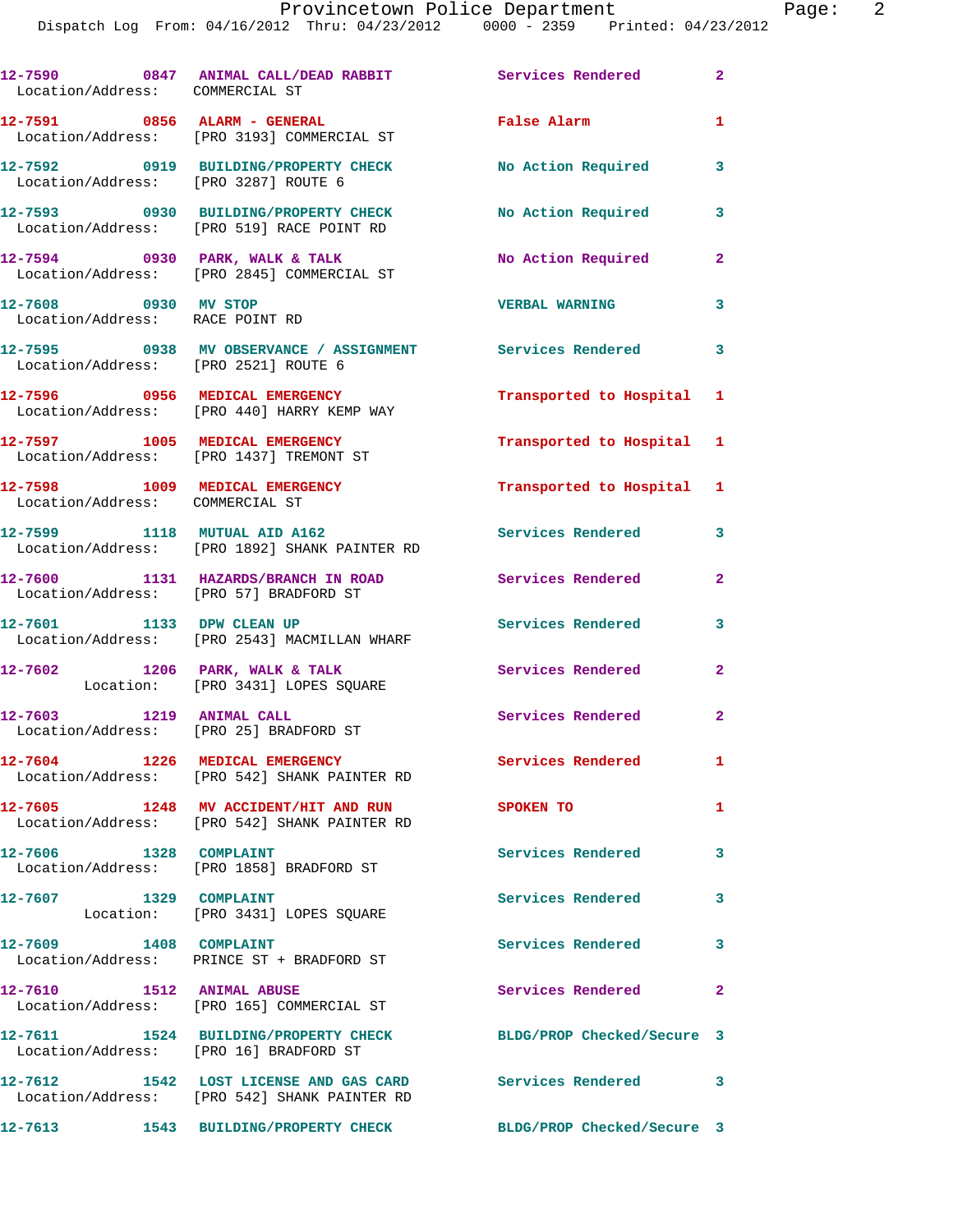```
12-7590        0847  ANIMAL CALL/DEAD RABBIT         Services Rendered         2
  Location/Address:    COMMERCIAL ST

12-7591        0856  ALARM - GENERAL                 False Alarm               1
  Location/Address:    [PRO 3193] COMMERCIAL ST

12-7592        0919  BUILDING/PROPERTY CHECK         No Action Required        3
  Location/Address:    [PRO 3287] ROUTE 6

12-7593        0930  BUILDING/PROPERTY CHECK         No Action Required        3
  Location/Address:    [PRO 519] RACE POINT RD

12-7594        0930  PARK, WALK & TALK               No Action Required        2
  Location/Address:    [PRO 2845] COMMERCIAL ST

12-7608        0930  MV STOP                         VERBAL WARNING            3
  Location/Address:    RACE POINT RD

12-7595        0938  MV OBSERVANCE / ASSIGNMENT      Services Rendered         3
  Location/Address:    [PRO 2521] ROUTE 6

12-7596        0956  MEDICAL EMERGENCY               Transported to Hospital   1
  Location/Address:    [PRO 440] HARRY KEMP WAY

12-7597        1005  MEDICAL EMERGENCY               Transported to Hospital   1
  Location/Address:    [PRO 1437] TREMONT ST

12-7598        1009  MEDICAL EMERGENCY               Transported to Hospital   1
  Location/Address:    COMMERCIAL ST

12-7599        1118  MUTUAL AID A162                 Services Rendered         3
  Location/Address:    [PRO 1892] SHANK PAINTER RD

12-7600        1131  HAZARDS/BRANCH IN ROAD          Services Rendered         2
  Location/Address:    [PRO 57] BRADFORD ST

12-7601        1133  DPW CLEAN UP                    Services Rendered         3
  Location/Address:    [PRO 2543] MACMILLAN WHARF

12-7602        1206  PARK, WALK & TALK               Services Rendered         2
          Location:    [PRO 3431] LOPES SQUARE

12-7603        1219  ANIMAL CALL                     Services Rendered         2
  Location/Address:    [PRO 25] BRADFORD ST

12-7604        1226  MEDICAL EMERGENCY               Services Rendered         1
  Location/Address:    [PRO 542] SHANK PAINTER RD

12-7605        1248  MV ACCIDENT/HIT AND RUN         SPOKEN TO                 1
  Location/Address:    [PRO 542] SHANK PAINTER RD

12-7606        1328  COMPLAINT                       Services Rendered         3
  Location/Address:    [PRO 1858] BRADFORD ST

12-7607        1329  COMPLAINT                       Services Rendered         3
          Location:    [PRO 3431] LOPES SQUARE

12-7609        1408  COMPLAINT                       Services Rendered         3
  Location/Address:    PRINCE ST + BRADFORD ST

12-7610        1512  ANIMAL ABUSE                    Services Rendered         2
  Location/Address:    [PRO 165] COMMERCIAL ST

12-7611        1524  BUILDING/PROPERTY CHECK         BLDG/PROP Checked/Secure  3
  Location/Address:    [PRO 16] BRADFORD ST

12-7612        1542  LOST LICENSE AND GAS CARD       Services Rendered         3
  Location/Address:    [PRO 542] SHANK PAINTER RD

12-7613        1543  BUILDING/PROPERTY CHECK         BLDG/PROP Checked/Secure  3
```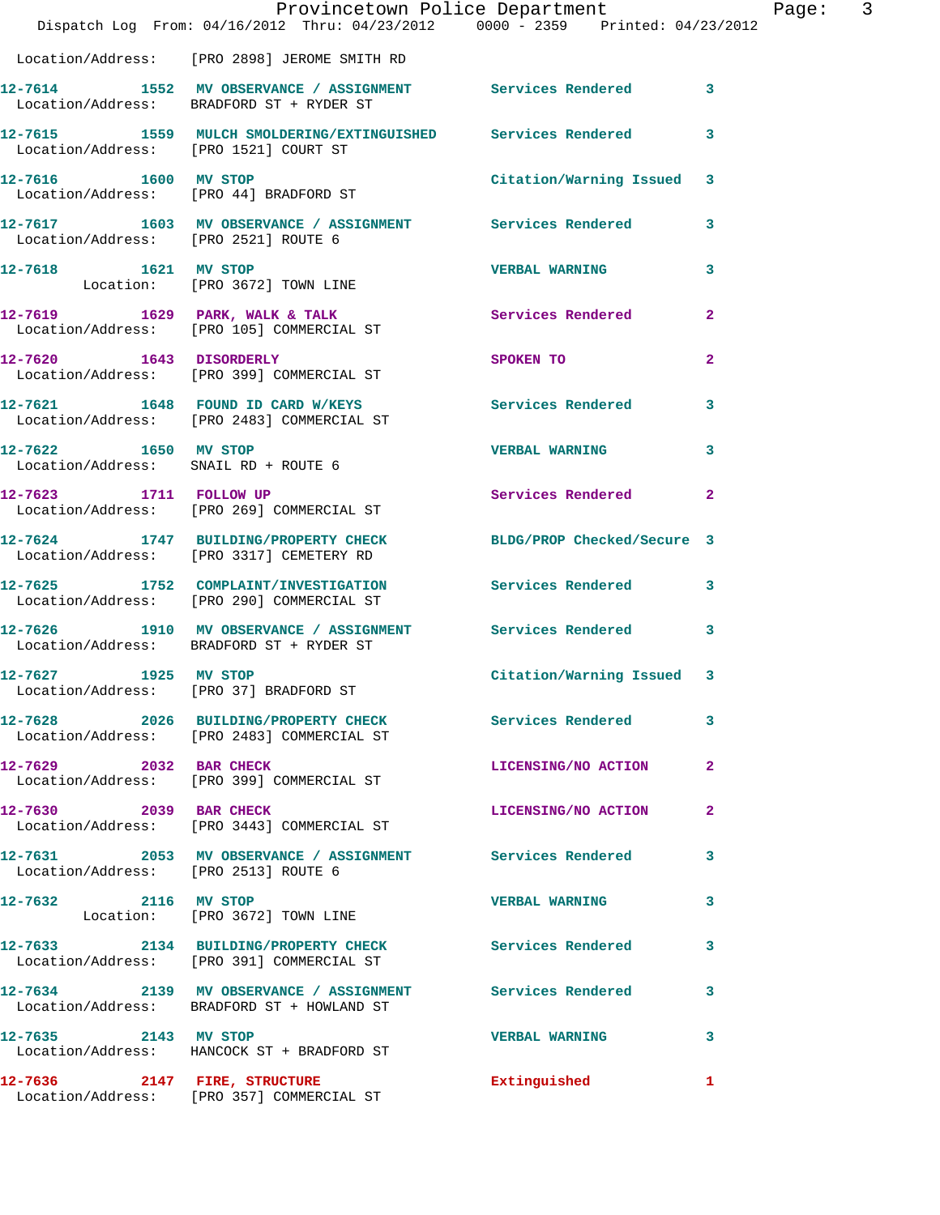Location/Address: [PRO 2898] JEROME SMITH RD

**12-7614 1552 MV OBSERVANCE / ASSIGNMENT** Services Rendered 3
Location/Address: BRADFORD ST + RYDER ST

**12-7615 1559 MULCH SMOLDERING/EXTINGUISHED** Services Rendered 3
Location/Address: [PRO 1521] COURT ST

**12-7616 1600 MV STOP** Citation/Warning Issued 3
Location/Address: [PRO 44] BRADFORD ST

**12-7617 1603 MV OBSERVANCE / ASSIGNMENT** Services Rendered 3
Location/Address: [PRO 2521] ROUTE 6

**12-7618 1621 MV STOP** VERBAL WARNING 3
Location: [PRO 3672] TOWN LINE

**12-7619 1629 PARK, WALK & TALK** Services Rendered 2
Location/Address: [PRO 105] COMMERCIAL ST

**12-7620 1643 DISORDERLY** SPOKEN TO 2
Location/Address: [PRO 399] COMMERCIAL ST

**12-7621 1648 FOUND ID CARD W/KEYS** Services Rendered 3
Location/Address: [PRO 2483] COMMERCIAL ST

**12-7622 1650 MV STOP** VERBAL WARNING 3
Location/Address: SNAIL RD + ROUTE 6

**12-7623 1711 FOLLOW UP** Services Rendered 2
Location/Address: [PRO 269] COMMERCIAL ST

**12-7624 1747 BUILDING/PROPERTY CHECK** BLDG/PROP Checked/Secure 3
Location/Address: [PRO 3317] CEMETERY RD

**12-7625 1752 COMPLAINT/INVESTIGATION** Services Rendered 3
Location/Address: [PRO 290] COMMERCIAL ST

**12-7626 1910 MV OBSERVANCE / ASSIGNMENT** Services Rendered 3
Location/Address: BRADFORD ST + RYDER ST

**12-7627 1925 MV STOP** Citation/Warning Issued 3
Location/Address: [PRO 37] BRADFORD ST

**12-7628 2026 BUILDING/PROPERTY CHECK** Services Rendered 3
Location/Address: [PRO 2483] COMMERCIAL ST

**12-7629 2032 BAR CHECK** LICENSING/NO ACTION 2
Location/Address: [PRO 399] COMMERCIAL ST

**12-7630 2039 BAR CHECK** LICENSING/NO ACTION 2
Location/Address: [PRO 3443] COMMERCIAL ST

**12-7631 2053 MV OBSERVANCE / ASSIGNMENT** Services Rendered 3
Location/Address: [PRO 2513] ROUTE 6

**12-7632 2116 MV STOP** VERBAL WARNING 3
Location: [PRO 3672] TOWN LINE

**12-7633 2134 BUILDING/PROPERTY CHECK** Services Rendered 3
Location/Address: [PRO 391] COMMERCIAL ST

**12-7634 2139 MV OBSERVANCE / ASSIGNMENT** Services Rendered 3
Location/Address: BRADFORD ST + HOWLAND ST

**12-7635 2143 MV STOP** VERBAL WARNING 3
Location/Address: HANCOCK ST + BRADFORD ST

**12-7636 2147 FIRE, STRUCTURE** Extinguished 1
Location/Address: [PRO 357] COMMERCIAL ST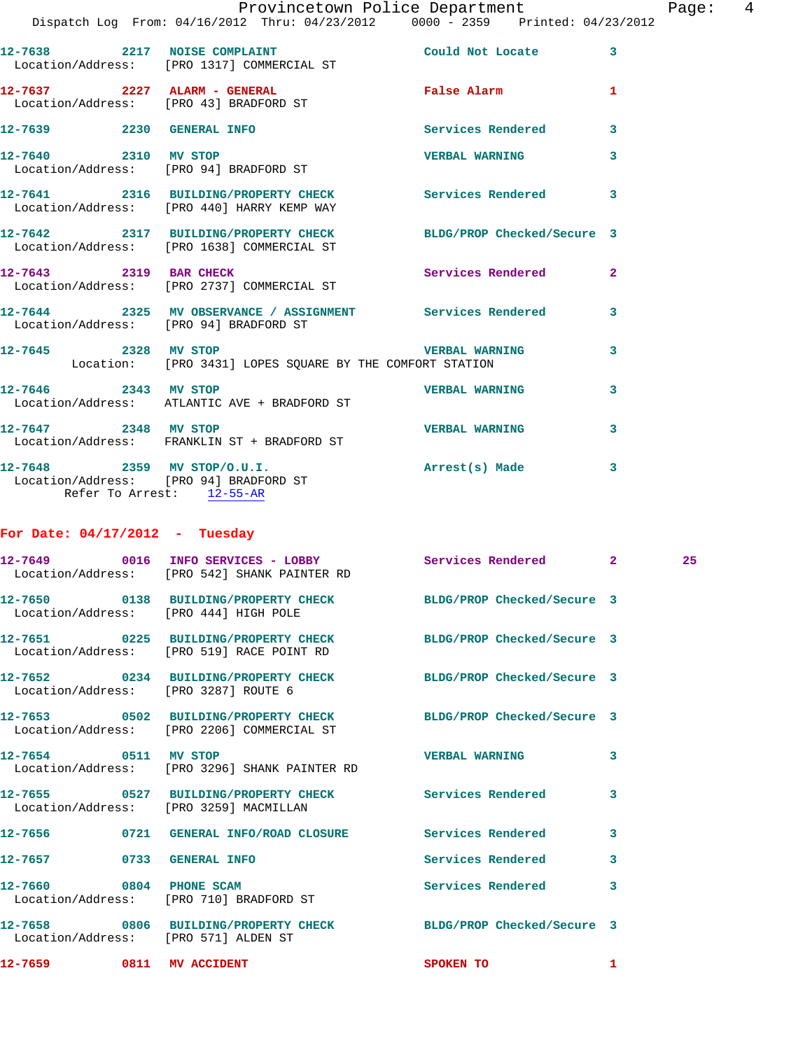12-7638 2217 NOISE COMPLAINT Could Not Locate 3
Location/Address: [PRO 1317] COMMERCIAL ST

12-7637 2227 ALARM - GENERAL False Alarm 1
Location/Address: [PRO 43] BRADFORD ST

12-7639 2230 GENERAL INFO Services Rendered 3

12-7640 2310 MV STOP VERBAL WARNING 3
Location/Address: [PRO 94] BRADFORD ST

12-7641 2316 BUILDING/PROPERTY CHECK Services Rendered 3
Location/Address: [PRO 440] HARRY KEMP WAY

12-7642 2317 BUILDING/PROPERTY CHECK BLDG/PROP Checked/Secure 3
Location/Address: [PRO 1638] COMMERCIAL ST

12-7643 2319 BAR CHECK Services Rendered 2
Location/Address: [PRO 2737] COMMERCIAL ST

12-7644 2325 MV OBSERVANCE / ASSIGNMENT Services Rendered 3
Location/Address: [PRO 94] BRADFORD ST

12-7645 2328 MV STOP VERBAL WARNING 3
Location: [PRO 3431] LOPES SQUARE BY THE COMFORT STATION

12-7646 2343 MV STOP VERBAL WARNING 3
Location/Address: ATLANTIC AVE + BRADFORD ST

12-7647 2348 MV STOP VERBAL WARNING 3
Location/Address: FRANKLIN ST + BRADFORD ST

12-7648 2359 MV STOP/O.U.I. Arrest(s) Made 3
Location/Address: [PRO 94] BRADFORD ST
Refer To Arrest: 12-55-AR

## For Date: 04/17/2012 - Tuesday

12-7649 0016 INFO SERVICES - LOBBY Services Rendered 2 25
Location/Address: [PRO 542] SHANK PAINTER RD

12-7650 0138 BUILDING/PROPERTY CHECK BLDG/PROP Checked/Secure 3
Location/Address: [PRO 444] HIGH POLE

12-7651 0225 BUILDING/PROPERTY CHECK BLDG/PROP Checked/Secure 3
Location/Address: [PRO 519] RACE POINT RD

12-7652 0234 BUILDING/PROPERTY CHECK BLDG/PROP Checked/Secure 3
Location/Address: [PRO 3287] ROUTE 6

12-7653 0502 BUILDING/PROPERTY CHECK BLDG/PROP Checked/Secure 3
Location/Address: [PRO 2206] COMMERCIAL ST

12-7654 0511 MV STOP VERBAL WARNING 3
Location/Address: [PRO 3296] SHANK PAINTER RD

12-7655 0527 BUILDING/PROPERTY CHECK Services Rendered 3
Location/Address: [PRO 3259] MACMILLAN

12-7656 0721 GENERAL INFO/ROAD CLOSURE Services Rendered 3

12-7657 0733 GENERAL INFO Services Rendered 3

12-7660 0804 PHONE SCAM Services Rendered 3
Location/Address: [PRO 710] BRADFORD ST

12-7658 0806 BUILDING/PROPERTY CHECK BLDG/PROP Checked/Secure 3
Location/Address: [PRO 571] ALDEN ST

12-7659 0811 MV ACCIDENT SPOKEN TO 1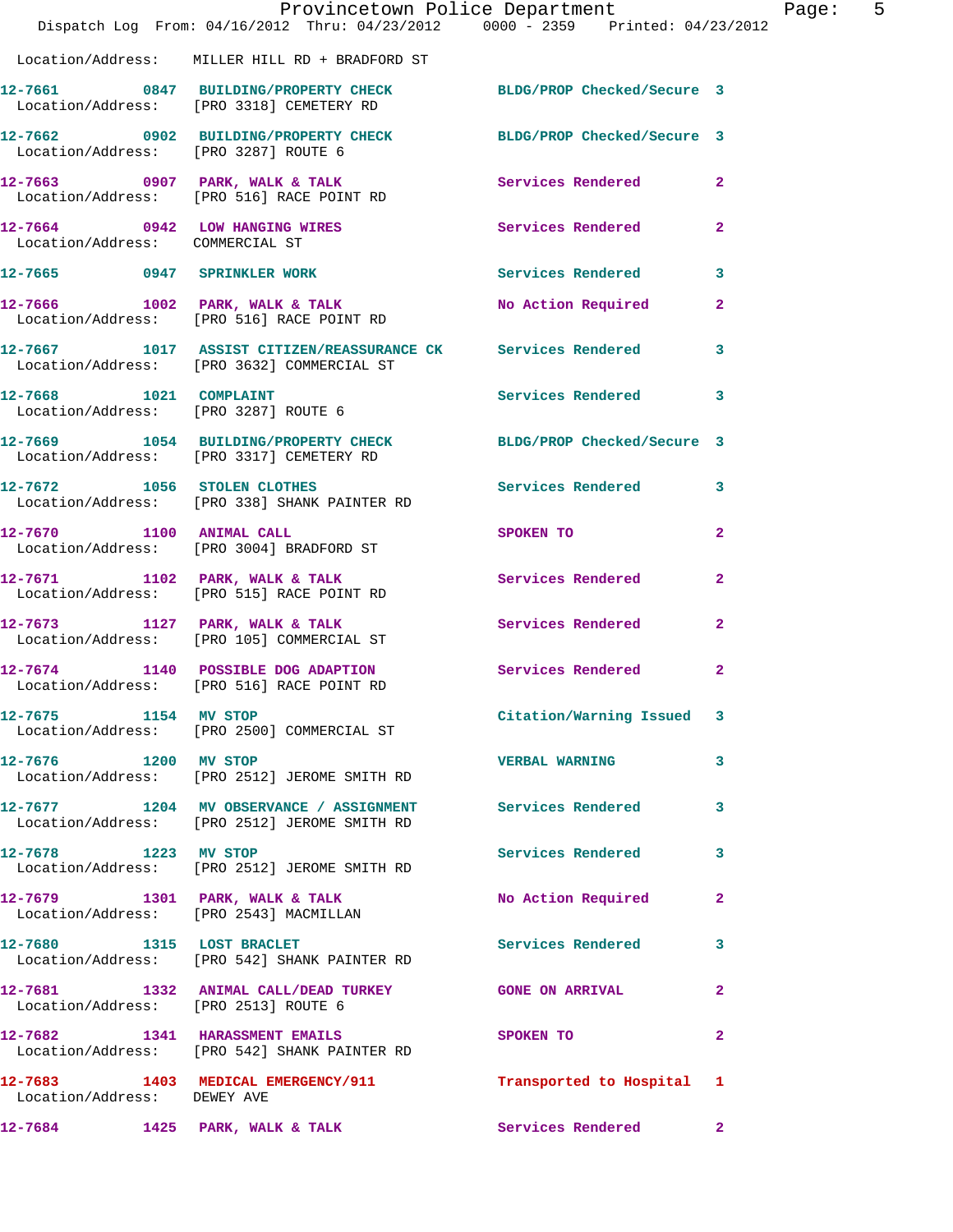Location/Address: MILLER HILL RD + BRADFORD ST

| Call # | Time | Call Reason | Action | Priority |
|---|---|---|---|---|
| 12-7661 | 0847 | BUILDING/PROPERTY CHECK | BLDG/PROP Checked/Secure | 3 |
| | | Location/Address: [PRO 3318] CEMETERY RD | | |
| 12-7662 | 0902 | BUILDING/PROPERTY CHECK | BLDG/PROP Checked/Secure | 3 |
| | | Location/Address: [PRO 3287] ROUTE 6 | | |
| 12-7663 | 0907 | PARK, WALK & TALK | Services Rendered | 2 |
| | | Location/Address: [PRO 516] RACE POINT RD | | |
| 12-7664 | 0942 | LOW HANGING WIRES | Services Rendered | 2 |
| | | Location/Address: COMMERCIAL ST | | |
| 12-7665 | 0947 | SPRINKLER WORK | Services Rendered | 3 |
| 12-7666 | 1002 | PARK, WALK & TALK | No Action Required | 2 |
| | | Location/Address: [PRO 516] RACE POINT RD | | |
| 12-7667 | 1017 | ASSIST CITIZEN/REASSURANCE CK | Services Rendered | 3 |
| | | Location/Address: [PRO 3632] COMMERCIAL ST | | |
| 12-7668 | 1021 | COMPLAINT | Services Rendered | 3 |
| | | Location/Address: [PRO 3287] ROUTE 6 | | |
| 12-7669 | 1054 | BUILDING/PROPERTY CHECK | BLDG/PROP Checked/Secure | 3 |
| | | Location/Address: [PRO 3317] CEMETERY RD | | |
| 12-7672 | 1056 | STOLEN CLOTHES | Services Rendered | 3 |
| | | Location/Address: [PRO 338] SHANK PAINTER RD | | |
| 12-7670 | 1100 | ANIMAL CALL | SPOKEN TO | 2 |
| | | Location/Address: [PRO 3004] BRADFORD ST | | |
| 12-7671 | 1102 | PARK, WALK & TALK | Services Rendered | 2 |
| | | Location/Address: [PRO 515] RACE POINT RD | | |
| 12-7673 | 1127 | PARK, WALK & TALK | Services Rendered | 2 |
| | | Location/Address: [PRO 105] COMMERCIAL ST | | |
| 12-7674 | 1140 | POSSIBLE DOG ADAPTION | Services Rendered | 2 |
| | | Location/Address: [PRO 516] RACE POINT RD | | |
| 12-7675 | 1154 | MV STOP | Citation/Warning Issued | 3 |
| | | Location/Address: [PRO 2500] COMMERCIAL ST | | |
| 12-7676 | 1200 | MV STOP | VERBAL WARNING | 3 |
| | | Location/Address: [PRO 2512] JEROME SMITH RD | | |
| 12-7677 | 1204 | MV OBSERVANCE / ASSIGNMENT | Services Rendered | 3 |
| | | Location/Address: [PRO 2512] JEROME SMITH RD | | |
| 12-7678 | 1223 | MV STOP | Services Rendered | 3 |
| | | Location/Address: [PRO 2512] JEROME SMITH RD | | |
| 12-7679 | 1301 | PARK, WALK & TALK | No Action Required | 2 |
| | | Location/Address: [PRO 2543] MACMILLAN | | |
| 12-7680 | 1315 | LOST BRACLET | Services Rendered | 3 |
| | | Location/Address: [PRO 542] SHANK PAINTER RD | | |
| 12-7681 | 1332 | ANIMAL CALL/DEAD TURKEY | GONE ON ARRIVAL | 2 |
| | | Location/Address: [PRO 2513] ROUTE 6 | | |
| 12-7682 | 1341 | HARASSMENT EMAILS | SPOKEN TO | 2 |
| | | Location/Address: [PRO 542] SHANK PAINTER RD | | |
| 12-7683 | 1403 | MEDICAL EMERGENCY/911 | Transported to Hospital | 1 |
| | | Location/Address: DEWEY AVE | | |
| 12-7684 | 1425 | PARK, WALK & TALK | Services Rendered | 2 |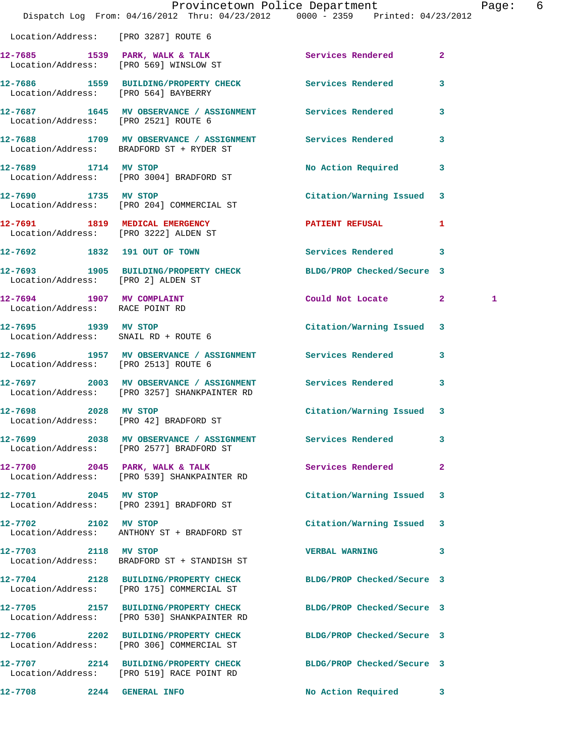Location/Address: [PRO 3287] ROUTE 6

| Call # | Time | Call Reason | Action | Priority | |
|---|---|---|---|---|---|
| 12-7685 | 1539 | PARK, WALK & TALK | Services Rendered | 2 | |
| | | Location/Address: [PRO 569] WINSLOW ST | | | |
| 12-7686 | 1559 | BUILDING/PROPERTY CHECK | Services Rendered | 3 | |
| | | Location/Address: [PRO 564] BAYBERRY | | | |
| 12-7687 | 1645 | MV OBSERVANCE / ASSIGNMENT | Services Rendered | 3 | |
| | | Location/Address: [PRO 2521] ROUTE 6 | | | |
| 12-7688 | 1709 | MV OBSERVANCE / ASSIGNMENT | Services Rendered | 3 | |
| | | Location/Address: BRADFORD ST + RYDER ST | | | |
| 12-7689 | 1714 | MV STOP | No Action Required | 3 | |
| | | Location/Address: [PRO 3004] BRADFORD ST | | | |
| 12-7690 | 1735 | MV STOP | Citation/Warning Issued | 3 | |
| | | Location/Address: [PRO 204] COMMERCIAL ST | | | |
| 12-7691 | 1819 | MEDICAL EMERGENCY | PATIENT REFUSAL | 1 | |
| | | Location/Address: [PRO 3222] ALDEN ST | | | |
| 12-7692 | 1832 | 191 OUT OF TOWN | Services Rendered | 3 | |
| 12-7693 | 1905 | BUILDING/PROPERTY CHECK | BLDG/PROP Checked/Secure | 3 | |
| | | Location/Address: [PRO 2] ALDEN ST | | | |
| 12-7694 | 1907 | MV COMPLAINT | Could Not Locate | 2 | 1 |
| | | Location/Address: RACE POINT RD | | | |
| 12-7695 | 1939 | MV STOP | Citation/Warning Issued | 3 | |
| | | Location/Address: SNAIL RD + ROUTE 6 | | | |
| 12-7696 | 1957 | MV OBSERVANCE / ASSIGNMENT | Services Rendered | 3 | |
| | | Location/Address: [PRO 2513] ROUTE 6 | | | |
| 12-7697 | 2003 | MV OBSERVANCE / ASSIGNMENT | Services Rendered | 3 | |
| | | Location/Address: [PRO 3257] SHANKPAINTER RD | | | |
| 12-7698 | 2028 | MV STOP | Citation/Warning Issued | 3 | |
| | | Location/Address: [PRO 42] BRADFORD ST | | | |
| 12-7699 | 2038 | MV OBSERVANCE / ASSIGNMENT | Services Rendered | 3 | |
| | | Location/Address: [PRO 2577] BRADFORD ST | | | |
| 12-7700 | 2045 | PARK, WALK & TALK | Services Rendered | 2 | |
| | | Location/Address: [PRO 539] SHANKPAINTER RD | | | |
| 12-7701 | 2045 | MV STOP | Citation/Warning Issued | 3 | |
| | | Location/Address: [PRO 2391] BRADFORD ST | | | |
| 12-7702 | 2102 | MV STOP | Citation/Warning Issued | 3 | |
| | | Location/Address: ANTHONY ST + BRADFORD ST | | | |
| 12-7703 | 2118 | MV STOP | VERBAL WARNING | 3 | |
| | | Location/Address: BRADFORD ST + STANDISH ST | | | |
| 12-7704 | 2128 | BUILDING/PROPERTY CHECK | BLDG/PROP Checked/Secure | 3 | |
| | | Location/Address: [PRO 175] COMMERCIAL ST | | | |
| 12-7705 | 2157 | BUILDING/PROPERTY CHECK | BLDG/PROP Checked/Secure | 3 | |
| | | Location/Address: [PRO 530] SHANKPAINTER RD | | | |
| 12-7706 | 2202 | BUILDING/PROPERTY CHECK | BLDG/PROP Checked/Secure | 3 | |
| | | Location/Address: [PRO 306] COMMERCIAL ST | | | |
| 12-7707 | 2214 | BUILDING/PROPERTY CHECK | BLDG/PROP Checked/Secure | 3 | |
| | | Location/Address: [PRO 519] RACE POINT RD | | | |
| 12-7708 | 2244 | GENERAL INFO | No Action Required | 3 | |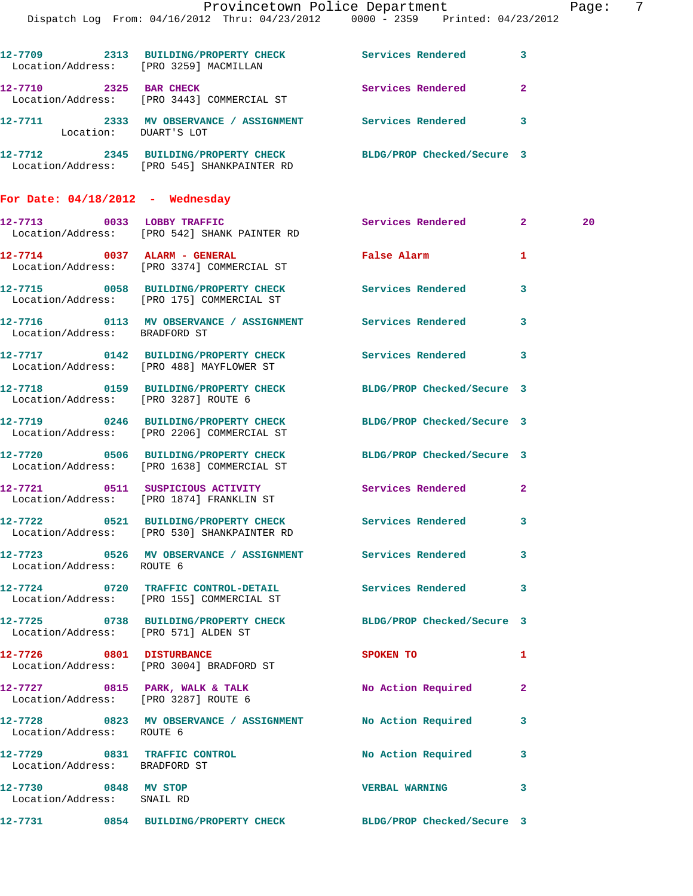12-7709 2313 BUILDING/PROPERTY CHECK Services Rendered 3
Location/Address: [PRO 3259] MACMILLAN

12-7710 2325 BAR CHECK Services Rendered 2
Location/Address: [PRO 3443] COMMERCIAL ST

12-7711 2333 MV OBSERVANCE / ASSIGNMENT Services Rendered 3
Location: DUART'S LOT

12-7712 2345 BUILDING/PROPERTY CHECK BLDG/PROP Checked/Secure 3
Location/Address: [PRO 545] SHANKPAINTER RD

**For Date: 04/18/2012 - Wednesday**

12-7713 0033 LOBBY TRAFFIC Services Rendered 2 20
Location/Address: [PRO 542] SHANK PAINTER RD

12-7714 0037 ALARM - GENERAL False Alarm 1
Location/Address: [PRO 3374] COMMERCIAL ST

12-7715 0058 BUILDING/PROPERTY CHECK Services Rendered 3
Location/Address: [PRO 175] COMMERCIAL ST

12-7716 0113 MV OBSERVANCE / ASSIGNMENT Services Rendered 3
Location/Address: BRADFORD ST

12-7717 0142 BUILDING/PROPERTY CHECK Services Rendered 3
Location/Address: [PRO 488] MAYFLOWER ST

12-7718 0159 BUILDING/PROPERTY CHECK BLDG/PROP Checked/Secure 3
Location/Address: [PRO 3287] ROUTE 6

12-7719 0246 BUILDING/PROPERTY CHECK BLDG/PROP Checked/Secure 3
Location/Address: [PRO 2206] COMMERCIAL ST

12-7720 0506 BUILDING/PROPERTY CHECK BLDG/PROP Checked/Secure 3
Location/Address: [PRO 1638] COMMERCIAL ST

12-7721 0511 SUSPICIOUS ACTIVITY Services Rendered 2
Location/Address: [PRO 1874] FRANKLIN ST

12-7722 0521 BUILDING/PROPERTY CHECK Services Rendered 3
Location/Address: [PRO 530] SHANKPAINTER RD

12-7723 0526 MV OBSERVANCE / ASSIGNMENT Services Rendered 3
Location/Address: ROUTE 6

12-7724 0720 TRAFFIC CONTROL-DETAIL Services Rendered 3
Location/Address: [PRO 155] COMMERCIAL ST

12-7725 0738 BUILDING/PROPERTY CHECK BLDG/PROP Checked/Secure 3
Location/Address: [PRO 571] ALDEN ST

12-7726 0801 DISTURBANCE SPOKEN TO 1
Location/Address: [PRO 3004] BRADFORD ST

12-7727 0815 PARK, WALK & TALK No Action Required 2
Location/Address: [PRO 3287] ROUTE 6

12-7728 0823 MV OBSERVANCE / ASSIGNMENT No Action Required 3
Location/Address: ROUTE 6

12-7729 0831 TRAFFIC CONTROL No Action Required 3
Location/Address: BRADFORD ST

12-7730 0848 MV STOP VERBAL WARNING 3
Location/Address: SNAIL RD

12-7731 0854 BUILDING/PROPERTY CHECK BLDG/PROP Checked/Secure 3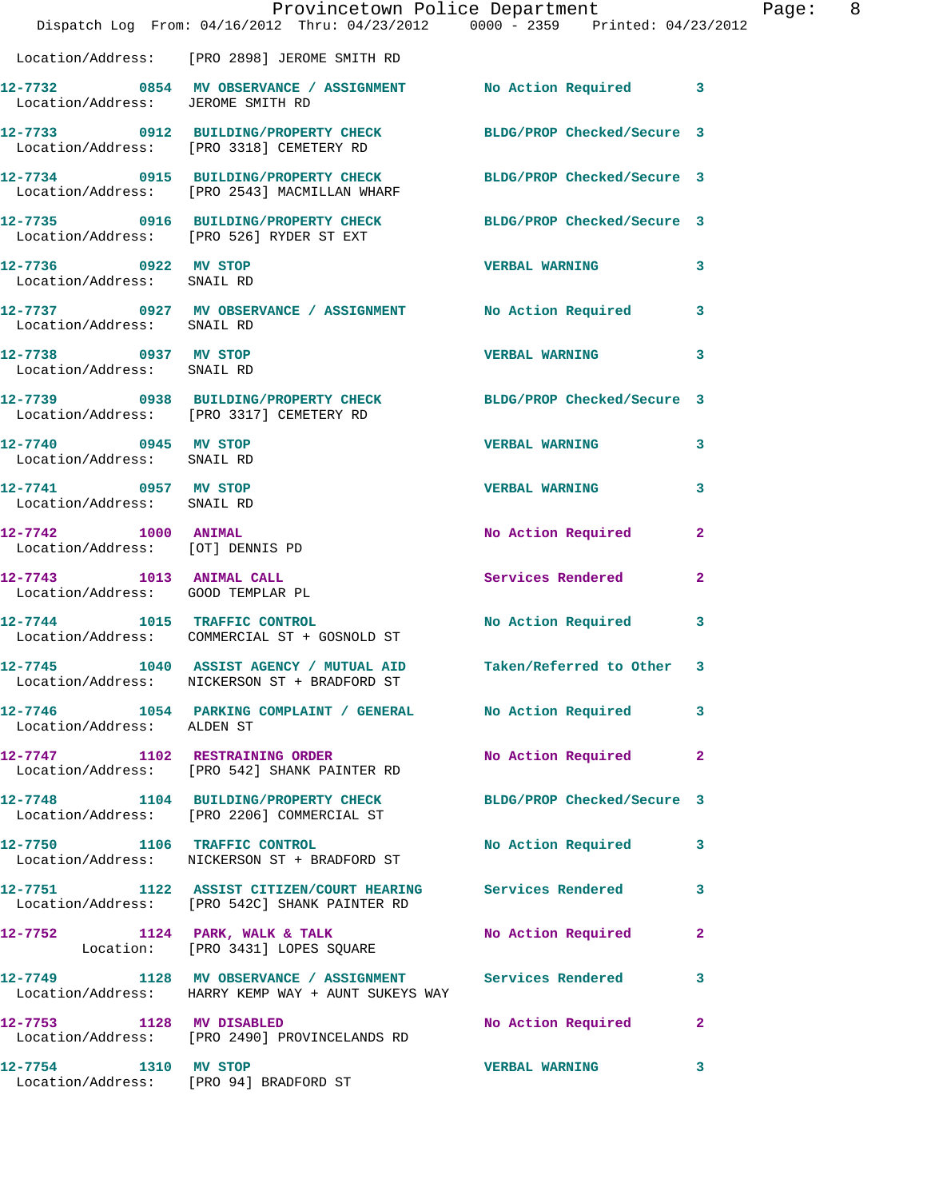Location/Address: [PRO 2898] JEROME SMITH RD

| Call # | Time | Call Reason | Action | Priority |
|---|---|---|---|---|
| 12-7732 | 0854 | MV OBSERVANCE / ASSIGNMENT | No Action Required | 3 |
| Location/Address: JEROME SMITH RD | | | | |
| 12-7733 | 0912 | BUILDING/PROPERTY CHECK | BLDG/PROP Checked/Secure | 3 |
| Location/Address: [PRO 3318] CEMETERY RD | | | | |
| 12-7734 | 0915 | BUILDING/PROPERTY CHECK | BLDG/PROP Checked/Secure | 3 |
| Location/Address: [PRO 2543] MACMILLAN WHARF | | | | |
| 12-7735 | 0916 | BUILDING/PROPERTY CHECK | BLDG/PROP Checked/Secure | 3 |
| Location/Address: [PRO 526] RYDER ST EXT | | | | |
| 12-7736 | 0922 | MV STOP | VERBAL WARNING | 3 |
| Location/Address: SNAIL RD | | | | |
| 12-7737 | 0927 | MV OBSERVANCE / ASSIGNMENT | No Action Required | 3 |
| Location/Address: SNAIL RD | | | | |
| 12-7738 | 0937 | MV STOP | VERBAL WARNING | 3 |
| Location/Address: SNAIL RD | | | | |
| 12-7739 | 0938 | BUILDING/PROPERTY CHECK | BLDG/PROP Checked/Secure | 3 |
| Location/Address: [PRO 3317] CEMETERY RD | | | | |
| 12-7740 | 0945 | MV STOP | VERBAL WARNING | 3 |
| Location/Address: SNAIL RD | | | | |
| 12-7741 | 0957 | MV STOP | VERBAL WARNING | 3 |
| Location/Address: SNAIL RD | | | | |
| 12-7742 | 1000 | ANIMAL | No Action Required | 2 |
| Location/Address: [OT] DENNIS PD | | | | |
| 12-7743 | 1013 | ANIMAL CALL | Services Rendered | 2 |
| Location/Address: GOOD TEMPLAR PL | | | | |
| 12-7744 | 1015 | TRAFFIC CONTROL | No Action Required | 3 |
| Location/Address: COMMERCIAL ST + GOSNOLD ST | | | | |
| 12-7745 | 1040 | ASSIST AGENCY / MUTUAL AID | Taken/Referred to Other | 3 |
| Location/Address: NICKERSON ST + BRADFORD ST | | | | |
| 12-7746 | 1054 | PARKING COMPLAINT / GENERAL | No Action Required | 3 |
| Location/Address: ALDEN ST | | | | |
| 12-7747 | 1102 | RESTRAINING ORDER | No Action Required | 2 |
| Location/Address: [PRO 542] SHANK PAINTER RD | | | | |
| 12-7748 | 1104 | BUILDING/PROPERTY CHECK | BLDG/PROP Checked/Secure | 3 |
| Location/Address: [PRO 2206] COMMERCIAL ST | | | | |
| 12-7750 | 1106 | TRAFFIC CONTROL | No Action Required | 3 |
| Location/Address: NICKERSON ST + BRADFORD ST | | | | |
| 12-7751 | 1122 | ASSIST CITIZEN/COURT HEARING | Services Rendered | 3 |
| Location/Address: [PRO 542C] SHANK PAINTER RD | | | | |
| 12-7752 | 1124 | PARK, WALK & TALK | No Action Required | 2 |
| Location: [PRO 3431] LOPES SQUARE | | | | |
| 12-7749 | 1128 | MV OBSERVANCE / ASSIGNMENT | Services Rendered | 3 |
| Location/Address: HARRY KEMP WAY + AUNT SUKEYS WAY | | | | |
| 12-7753 | 1128 | MV DISABLED | No Action Required | 2 |
| Location/Address: [PRO 2490] PROVINCELANDS RD | | | | |
| 12-7754 | 1310 | MV STOP | VERBAL WARNING | 3 |
| Location/Address: [PRO 94] BRADFORD ST | | | | |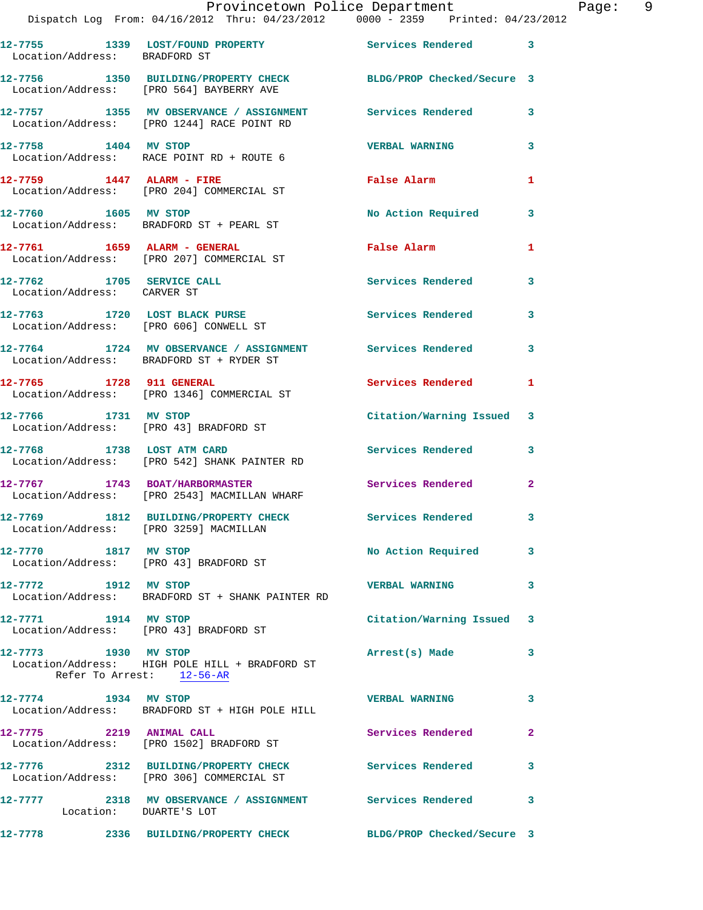12-7755 1339 LOST/FOUND PROPERTY Services Rendered 3
Location/Address: BRADFORD ST

12-7756 1350 BUILDING/PROPERTY CHECK BLDG/PROP Checked/Secure 3
Location/Address: [PRO 564] BAYBERRY AVE

12-7757 1355 MV OBSERVANCE / ASSIGNMENT Services Rendered 3
Location/Address: [PRO 1244] RACE POINT RD

12-7758 1404 MV STOP VERBAL WARNING 3
Location/Address: RACE POINT RD + ROUTE 6

12-7759 1447 ALARM - FIRE False Alarm 1
Location/Address: [PRO 204] COMMERCIAL ST

12-7760 1605 MV STOP No Action Required 3
Location/Address: BRADFORD ST + PEARL ST

12-7761 1659 ALARM - GENERAL False Alarm 1
Location/Address: [PRO 207] COMMERCIAL ST

12-7762 1705 SERVICE CALL Services Rendered 3
Location/Address: CARVER ST

12-7763 1720 LOST BLACK PURSE Services Rendered 3
Location/Address: [PRO 606] CONWELL ST

12-7764 1724 MV OBSERVANCE / ASSIGNMENT Services Rendered 3
Location/Address: BRADFORD ST + RYDER ST

12-7765 1728 911 GENERAL Services Rendered 1
Location/Address: [PRO 1346] COMMERCIAL ST

12-7766 1731 MV STOP Citation/Warning Issued 3
Location/Address: [PRO 43] BRADFORD ST

12-7768 1738 LOST ATM CARD Services Rendered 3
Location/Address: [PRO 542] SHANK PAINTER RD

12-7767 1743 BOAT/HARBORMASTER Services Rendered 2
Location/Address: [PRO 2543] MACMILLAN WHARF

12-7769 1812 BUILDING/PROPERTY CHECK Services Rendered 3
Location/Address: [PRO 3259] MACMILLAN

12-7770 1817 MV STOP No Action Required 3
Location/Address: [PRO 43] BRADFORD ST

12-7772 1912 MV STOP VERBAL WARNING 3
Location/Address: BRADFORD ST + SHANK PAINTER RD

12-7771 1914 MV STOP Citation/Warning Issued 3
Location/Address: [PRO 43] BRADFORD ST

12-7773 1930 MV STOP Arrest(s) Made 3
Location/Address: HIGH POLE HILL + BRADFORD ST
Refer To Arrest: 12-56-AR

12-7774 1934 MV STOP VERBAL WARNING 3
Location/Address: BRADFORD ST + HIGH POLE HILL

12-7775 2219 ANIMAL CALL Services Rendered 2
Location/Address: [PRO 1502] BRADFORD ST

12-7776 2312 BUILDING/PROPERTY CHECK Services Rendered 3
Location/Address: [PRO 306] COMMERCIAL ST

12-7777 2318 MV OBSERVANCE / ASSIGNMENT Services Rendered 3
Location: DUARTE'S LOT

12-7778 2336 BUILDING/PROPERTY CHECK BLDG/PROP Checked/Secure 3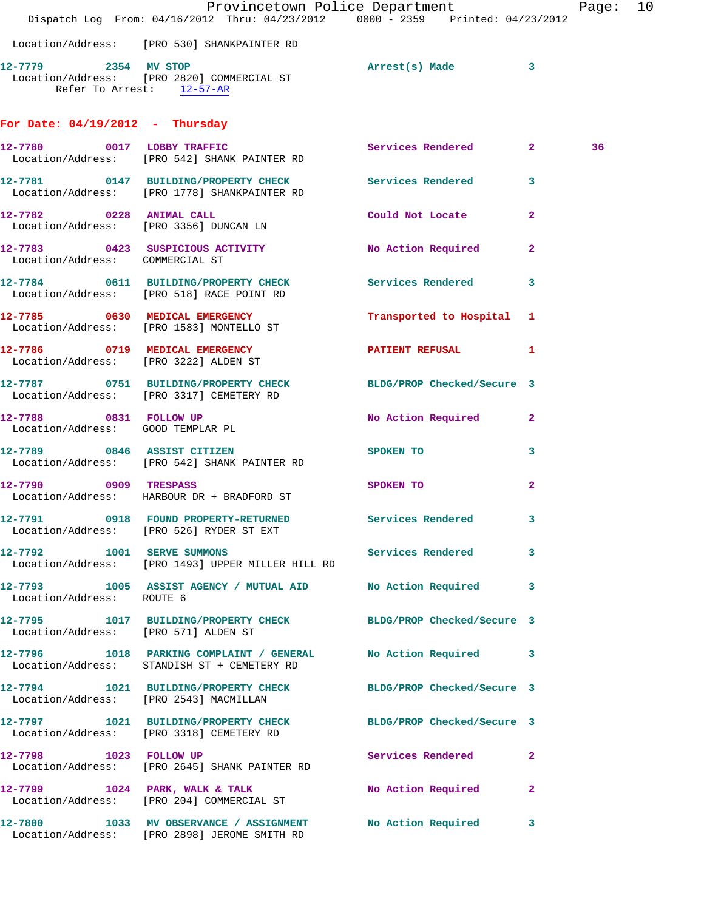Location/Address: [PRO 530] SHANKPAINTER RD

**12-7779** 2354 **MV STOP** Arrest(s) Made 3
Location/Address: [PRO 2820] COMMERCIAL ST
Refer To Arrest: 12-57-AR

## For Date: 04/19/2012 - Thursday

**12-7780** 0017 **LOBBY TRAFFIC** Services Rendered 2 36
Location/Address: [PRO 542] SHANK PAINTER RD

**12-7781** 0147 **BUILDING/PROPERTY CHECK** Services Rendered 3
Location/Address: [PRO 1778] SHANKPAINTER RD

**12-7782** 0228 **ANIMAL CALL** Could Not Locate 2
Location/Address: [PRO 3356] DUNCAN LN

**12-7783** 0423 **SUSPICIOUS ACTIVITY** No Action Required 2
Location/Address: COMMERCIAL ST

**12-7784** 0611 **BUILDING/PROPERTY CHECK** Services Rendered 3
Location/Address: [PRO 518] RACE POINT RD

**12-7785** 0630 **MEDICAL EMERGENCY** Transported to Hospital 1
Location/Address: [PRO 1583] MONTELLO ST

**12-7786** 0719 **MEDICAL EMERGENCY** PATIENT REFUSAL 1
Location/Address: [PRO 3222] ALDEN ST

**12-7787** 0751 **BUILDING/PROPERTY CHECK** BLDG/PROP Checked/Secure 3
Location/Address: [PRO 3317] CEMETERY RD

**12-7788** 0831 **FOLLOW UP** No Action Required 2
Location/Address: GOOD TEMPLAR PL

**12-7789** 0846 **ASSIST CITIZEN** SPOKEN TO 3
Location/Address: [PRO 542] SHANK PAINTER RD

**12-7790** 0909 **TRESPASS** SPOKEN TO 2
Location/Address: HARBOUR DR + BRADFORD ST

**12-7791** 0918 **FOUND PROPERTY-RETURNED** Services Rendered 3
Location/Address: [PRO 526] RYDER ST EXT

**12-7792** 1001 **SERVE SUMMONS** Services Rendered 3
Location/Address: [PRO 1493] UPPER MILLER HILL RD

**12-7793** 1005 **ASSIST AGENCY / MUTUAL AID** No Action Required 3
Location/Address: ROUTE 6

**12-7795** 1017 **BUILDING/PROPERTY CHECK** BLDG/PROP Checked/Secure 3
Location/Address: [PRO 571] ALDEN ST

**12-7796** 1018 **PARKING COMPLAINT / GENERAL** No Action Required 3
Location/Address: STANDISH ST + CEMETERY RD

**12-7794** 1021 **BUILDING/PROPERTY CHECK** BLDG/PROP Checked/Secure 3
Location/Address: [PRO 2543] MACMILLAN

**12-7797** 1021 **BUILDING/PROPERTY CHECK** BLDG/PROP Checked/Secure 3
Location/Address: [PRO 3318] CEMETERY RD

**12-7798** 1023 **FOLLOW UP** Services Rendered 2
Location/Address: [PRO 2645] SHANK PAINTER RD

**12-7799** 1024 **PARK, WALK & TALK** No Action Required 2
Location/Address: [PRO 204] COMMERCIAL ST

**12-7800** 1033 **MV OBSERVANCE / ASSIGNMENT** No Action Required 3
Location/Address: [PRO 2898] JEROME SMITH RD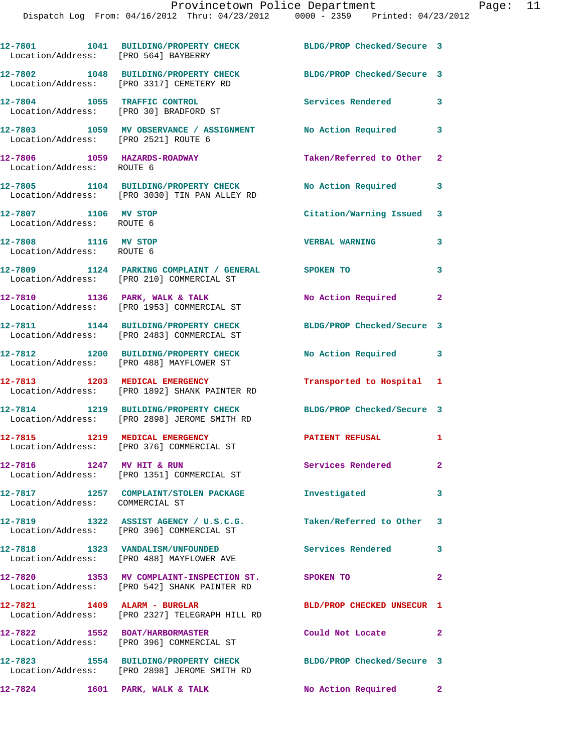12-7801 1041 BUILDING/PROPERTY CHECK BLDG/PROP Checked/Secure 3
Location/Address: [PRO 564] BAYBERRY

12-7802 1048 BUILDING/PROPERTY CHECK BLDG/PROP Checked/Secure 3
Location/Address: [PRO 3317] CEMETERY RD

12-7804 1055 TRAFFIC CONTROL Services Rendered 3
Location/Address: [PRO 30] BRADFORD ST

12-7803 1059 MV OBSERVANCE / ASSIGNMENT No Action Required 3
Location/Address: [PRO 2521] ROUTE 6

12-7806 1059 HAZARDS-ROADWAY Taken/Referred to Other 2
Location/Address: ROUTE 6

12-7805 1104 BUILDING/PROPERTY CHECK No Action Required 3
Location/Address: [PRO 3030] TIN PAN ALLEY RD

12-7807 1106 MV STOP Citation/Warning Issued 3
Location/Address: ROUTE 6

12-7808 1116 MV STOP VERBAL WARNING 3
Location/Address: ROUTE 6

12-7809 1124 PARKING COMPLAINT / GENERAL SPOKEN TO 3
Location/Address: [PRO 210] COMMERCIAL ST

12-7810 1136 PARK, WALK & TALK No Action Required 2
Location/Address: [PRO 1953] COMMERCIAL ST

12-7811 1144 BUILDING/PROPERTY CHECK BLDG/PROP Checked/Secure 3
Location/Address: [PRO 2483] COMMERCIAL ST

12-7812 1200 BUILDING/PROPERTY CHECK No Action Required 3
Location/Address: [PRO 488] MAYFLOWER ST

12-7813 1203 MEDICAL EMERGENCY Transported to Hospital 1
Location/Address: [PRO 1892] SHANK PAINTER RD

12-7814 1219 BUILDING/PROPERTY CHECK BLDG/PROP Checked/Secure 3
Location/Address: [PRO 2898] JEROME SMITH RD

12-7815 1219 MEDICAL EMERGENCY PATIENT REFUSAL 1
Location/Address: [PRO 376] COMMERCIAL ST

12-7816 1247 MV HIT & RUN Services Rendered 2
Location/Address: [PRO 1351] COMMERCIAL ST

12-7817 1257 COMPLAINT/STOLEN PACKAGE Investigated 3
Location/Address: COMMERCIAL ST

12-7819 1322 ASSIST AGENCY / U.S.C.G. Taken/Referred to Other 3
Location/Address: [PRO 396] COMMERCIAL ST

12-7818 1323 VANDALISM/UNFOUNDED Services Rendered 3
Location/Address: [PRO 488] MAYFLOWER AVE

12-7820 1353 MV COMPLAINT-INSPECTION ST. SPOKEN TO 2
Location/Address: [PRO 542] SHANK PAINTER RD

12-7821 1409 ALARM - BURGLAR BLD/PROP CHECKED UNSECUR 1
Location/Address: [PRO 2327] TELEGRAPH HILL RD

12-7822 1552 BOAT/HARBORMASTER Could Not Locate 2
Location/Address: [PRO 396] COMMERCIAL ST

12-7823 1554 BUILDING/PROPERTY CHECK BLDG/PROP Checked/Secure 3
Location/Address: [PRO 2898] JEROME SMITH RD

12-7824 1601 PARK, WALK & TALK No Action Required 2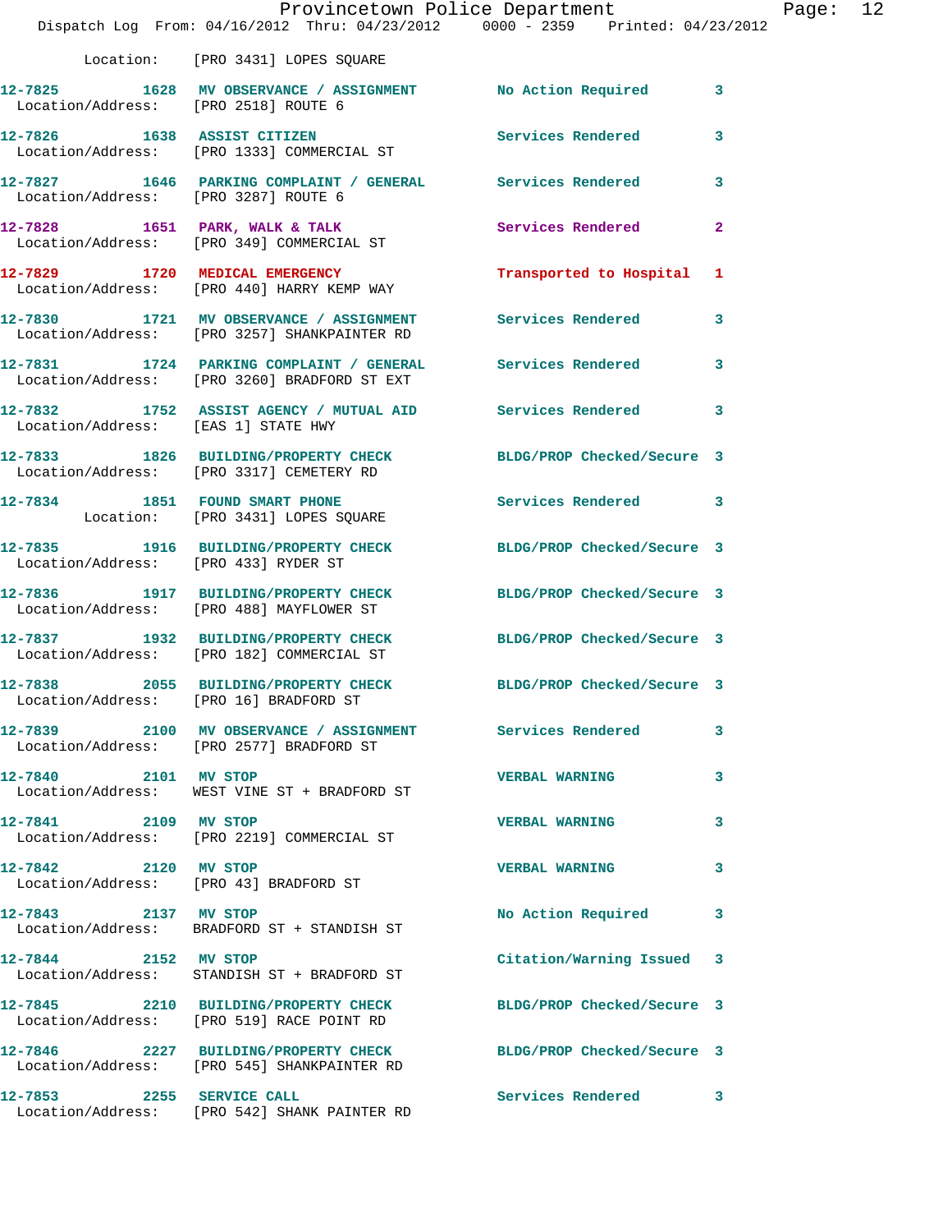Location: [PRO 3431] LOPES SQUARE

12-7825 1628 MV OBSERVATION / ASSIGNMENT No Action Required 3
Location/Address: [PRO 2518] ROUTE 6

12-7826 1638 ASSIST CITIZEN Services Rendered 3
Location/Address: [PRO 1333] COMMERCIAL ST

12-7827 1646 PARKING COMPLAINT / GENERAL Services Rendered 3
Location/Address: [PRO 3287] ROUTE 6

12-7828 1651 PARK, WALK & TALK Services Rendered 2
Location/Address: [PRO 349] COMMERCIAL ST

12-7829 1720 MEDICAL EMERGENCY Transported to Hospital 1
Location/Address: [PRO 440] HARRY KEMP WAY

12-7830 1721 MV OBSERVATION / ASSIGNMENT Services Rendered 3
Location/Address: [PRO 3257] SHANKPAINTER RD

12-7831 1724 PARKING COMPLAINT / GENERAL Services Rendered 3
Location/Address: [PRO 3260] BRADFORD ST EXT

12-7832 1752 ASSIST AGENCY / MUTUAL AID Services Rendered 3
Location/Address: [EAS 1] STATE HWY

12-7833 1826 BUILDING/PROPERTY CHECK BLDG/PROP Checked/Secure 3
Location/Address: [PRO 3317] CEMETERY RD

12-7834 1851 FOUND SMART PHONE Services Rendered 3
Location: [PRO 3431] LOPES SQUARE

12-7835 1916 BUILDING/PROPERTY CHECK BLDG/PROP Checked/Secure 3
Location/Address: [PRO 433] RYDER ST

12-7836 1917 BUILDING/PROPERTY CHECK BLDG/PROP Checked/Secure 3
Location/Address: [PRO 488] MAYFLOWER ST

12-7837 1932 BUILDING/PROPERTY CHECK BLDG/PROP Checked/Secure 3
Location/Address: [PRO 182] COMMERCIAL ST

12-7838 2055 BUILDING/PROPERTY CHECK BLDG/PROP Checked/Secure 3
Location/Address: [PRO 16] BRADFORD ST

12-7839 2100 MV OBSERVATION / ASSIGNMENT Services Rendered 3
Location/Address: [PRO 2577] BRADFORD ST

12-7840 2101 MV STOP VERBAL WARNING 3
Location/Address: WEST VINE ST + BRADFORD ST

12-7841 2109 MV STOP VERBAL WARNING 3
Location/Address: [PRO 2219] COMMERCIAL ST

12-7842 2120 MV STOP VERBAL WARNING 3
Location/Address: [PRO 43] BRADFORD ST

12-7843 2137 MV STOP No Action Required 3
Location/Address: BRADFORD ST + STANDISH ST

12-7844 2152 MV STOP Citation/Warning Issued 3
Location/Address: STANDISH ST + BRADFORD ST

12-7845 2210 BUILDING/PROPERTY CHECK BLDG/PROP Checked/Secure 3
Location/Address: [PRO 519] RACE POINT RD

12-7846 2227 BUILDING/PROPERTY CHECK BLDG/PROP Checked/Secure 3
Location/Address: [PRO 545] SHANKPAINTER RD

12-7853 2255 SERVICE CALL Services Rendered 3
Location/Address: [PRO 542] SHANK PAINTER RD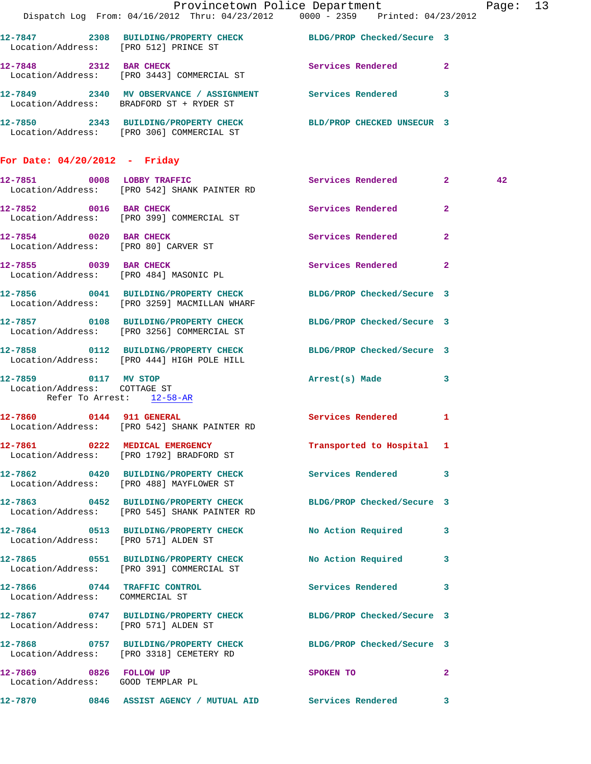12-7847 2308 BUILDING/PROPERTY CHECK BLDG/PROP Checked/Secure 3
Location/Address: [PRO 512] PRINCE ST

12-7848 2312 BAR CHECK Services Rendered 2
Location/Address: [PRO 3443] COMMERCIAL ST

12-7849 2340 MV OBSERVANCE / ASSIGNMENT Services Rendered 3
Location/Address: BRADFORD ST + RYDER ST

12-7850 2343 BUILDING/PROPERTY CHECK BLD/PROP CHECKED UNSECUR 3
Location/Address: [PRO 306] COMMERCIAL ST

## For Date: 04/20/2012 - Friday

12-7851 0008 LOBBY TRAFFIC Services Rendered 2 42
Location/Address: [PRO 542] SHANK PAINTER RD

12-7852 0016 BAR CHECK Services Rendered 2
Location/Address: [PRO 399] COMMERCIAL ST

12-7854 0020 BAR CHECK Services Rendered 2
Location/Address: [PRO 80] CARVER ST

12-7855 0039 BAR CHECK Services Rendered 2
Location/Address: [PRO 484] MASONIC PL

12-7856 0041 BUILDING/PROPERTY CHECK BLDG/PROP Checked/Secure 3
Location/Address: [PRO 3259] MACMILLAN WHARF

12-7857 0108 BUILDING/PROPERTY CHECK BLDG/PROP Checked/Secure 3
Location/Address: [PRO 3256] COMMERCIAL ST

12-7858 0112 BUILDING/PROPERTY CHECK BLDG/PROP Checked/Secure 3
Location/Address: [PRO 444] HIGH POLE HILL

12-7859 0117 MV STOP Arrest(s) Made 3
Location/Address: COTTAGE ST
Refer To Arrest: 12-58-AR

12-7860 0144 911 GENERAL Services Rendered 1
Location/Address: [PRO 542] SHANK PAINTER RD

12-7861 0222 MEDICAL EMERGENCY Transported to Hospital 1
Location/Address: [PRO 1792] BRADFORD ST

12-7862 0420 BUILDING/PROPERTY CHECK Services Rendered 3
Location/Address: [PRO 488] MAYFLOWER ST

12-7863 0452 BUILDING/PROPERTY CHECK BLDG/PROP Checked/Secure 3
Location/Address: [PRO 545] SHANK PAINTER RD

12-7864 0513 BUILDING/PROPERTY CHECK No Action Required 3
Location/Address: [PRO 571] ALDEN ST

12-7865 0551 BUILDING/PROPERTY CHECK No Action Required 3
Location/Address: [PRO 391] COMMERCIAL ST

12-7866 0744 TRAFFIC CONTROL Services Rendered 3
Location/Address: COMMERCIAL ST

12-7867 0747 BUILDING/PROPERTY CHECK BLDG/PROP Checked/Secure 3
Location/Address: [PRO 571] ALDEN ST

12-7868 0757 BUILDING/PROPERTY CHECK BLDG/PROP Checked/Secure 3
Location/Address: [PRO 3318] CEMETERY RD

12-7869 0826 FOLLOW UP SPOKEN TO 2
Location/Address: GOOD TEMPLAR PL

12-7870 0846 ASSIST AGENCY / MUTUAL AID Services Rendered 3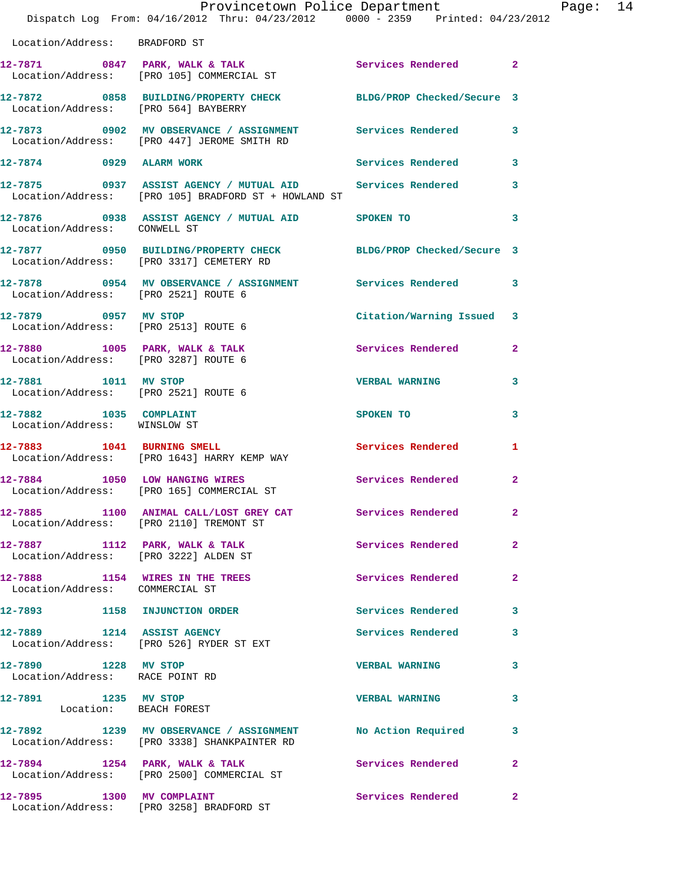Location/Address: BRADFORD ST

| Call # | Time | Call Reason | Action | Priority |
|---|---|---|---|---|
| 12-7871 | 0847 | PARK, WALK & TALK | Services Rendered | 2 |
| | | Location/Address: [PRO 105] COMMERCIAL ST | | |
| 12-7872 | 0858 | BUILDING/PROPERTY CHECK | BLDG/PROP Checked/Secure | 3 |
| | | Location/Address: [PRO 564] BAYBERRY | | |
| 12-7873 | 0902 | MV OBSERVANCE / ASSIGNMENT | Services Rendered | 3 |
| | | Location/Address: [PRO 447] JEROME SMITH RD | | |
| 12-7874 | 0929 | ALARM WORK | Services Rendered | 3 |
| 12-7875 | 0937 | ASSIST AGENCY / MUTUAL AID | Services Rendered | 3 |
| | | Location/Address: [PRO 105] BRADFORD ST + HOWLAND ST | | |
| 12-7876 | 0938 | ASSIST AGENCY / MUTUAL AID | SPOKEN TO | 3 |
| | | Location/Address: CONWELL ST | | |
| 12-7877 | 0950 | BUILDING/PROPERTY CHECK | BLDG/PROP Checked/Secure | 3 |
| | | Location/Address: [PRO 3317] CEMETERY RD | | |
| 12-7878 | 0954 | MV OBSERVANCE / ASSIGNMENT | Services Rendered | 3 |
| | | Location/Address: [PRO 2521] ROUTE 6 | | |
| 12-7879 | 0957 | MV STOP | Citation/Warning Issued | 3 |
| | | Location/Address: [PRO 2513] ROUTE 6 | | |
| 12-7880 | 1005 | PARK, WALK & TALK | Services Rendered | 2 |
| | | Location/Address: [PRO 3287] ROUTE 6 | | |
| 12-7881 | 1011 | MV STOP | VERBAL WARNING | 3 |
| | | Location/Address: [PRO 2521] ROUTE 6 | | |
| 12-7882 | 1035 | COMPLAINT | SPOKEN TO | 3 |
| | | Location/Address: WINSLOW ST | | |
| 12-7883 | 1041 | BURNING SMELL | Services Rendered | 1 |
| | | Location/Address: [PRO 1643] HARRY KEMP WAY | | |
| 12-7884 | 1050 | LOW HANGING WIRES | Services Rendered | 2 |
| | | Location/Address: [PRO 165] COMMERCIAL ST | | |
| 12-7885 | 1100 | ANIMAL CALL/LOST GREY CAT | Services Rendered | 2 |
| | | Location/Address: [PRO 2110] TREMONT ST | | |
| 12-7887 | 1112 | PARK, WALK & TALK | Services Rendered | 2 |
| | | Location/Address: [PRO 3222] ALDEN ST | | |
| 12-7888 | 1154 | WIRES IN THE TREES | Services Rendered | 2 |
| | | Location/Address: COMMERCIAL ST | | |
| 12-7893 | 1158 | INJUNCTION ORDER | Services Rendered | 3 |
| 12-7889 | 1214 | ASSIST AGENCY | Services Rendered | 3 |
| | | Location/Address: [PRO 526] RYDER ST EXT | | |
| 12-7890 | 1228 | MV STOP | VERBAL WARNING | 3 |
| | | Location/Address: RACE POINT RD | | |
| 12-7891 | 1235 | MV STOP | VERBAL WARNING | 3 |
| | | Location: BEACH FOREST | | |
| 12-7892 | 1239 | MV OBSERVANCE / ASSIGNMENT | No Action Required | 3 |
| | | Location/Address: [PRO 3338] SHANKPAINTER RD | | |
| 12-7894 | 1254 | PARK, WALK & TALK | Services Rendered | 2 |
| | | Location/Address: [PRO 2500] COMMERCIAL ST | | |
| 12-7895 | 1300 | MV COMPLAINT | Services Rendered | 2 |
| | | Location/Address: [PRO 3258] BRADFORD ST | | |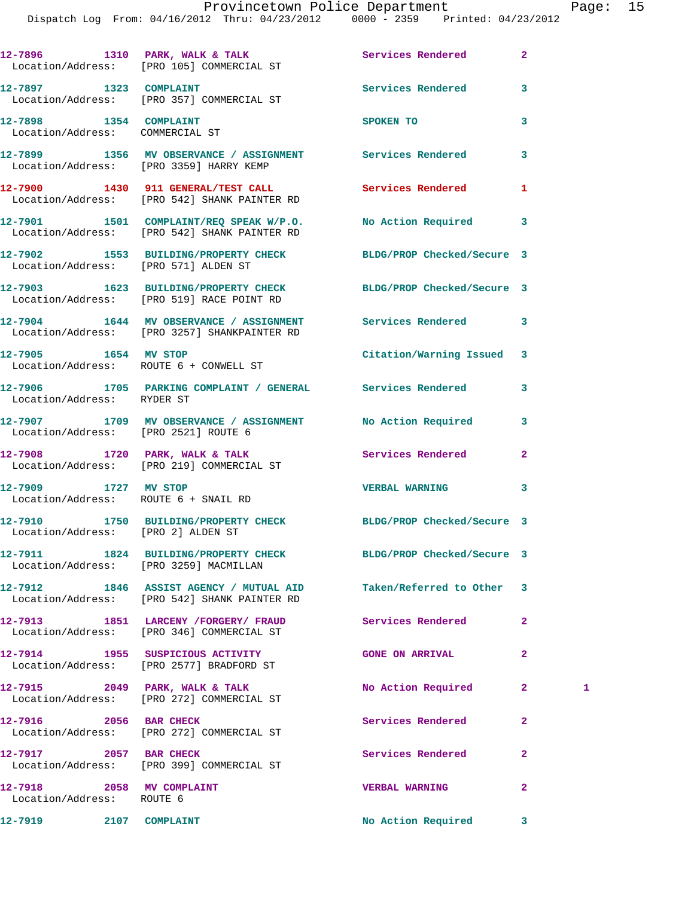12-7896 1310 PARK, WALK & TALK Services Rendered 2
Location/Address: [PRO 105] COMMERCIAL ST

12-7897 1323 COMPLAINT Services Rendered 3
Location/Address: [PRO 357] COMMERCIAL ST

12-7898 1354 COMPLAINT SPOKEN TO 3
Location/Address: COMMERCIAL ST

12-7899 1356 MV OBSERVANCE / ASSIGNMENT Services Rendered 3
Location/Address: [PRO 3359] HARRY KEMP

12-7900 1430 911 GENERAL/TEST CALL Services Rendered 1
Location/Address: [PRO 542] SHANK PAINTER RD

12-7901 1501 COMPLAINT/REQ SPEAK W/P.O. No Action Required 3
Location/Address: [PRO 542] SHANK PAINTER RD

12-7902 1553 BUILDING/PROPERTY CHECK BLDG/PROP Checked/Secure 3
Location/Address: [PRO 571] ALDEN ST

12-7903 1623 BUILDING/PROPERTY CHECK BLDG/PROP Checked/Secure 3
Location/Address: [PRO 519] RACE POINT RD

12-7904 1644 MV OBSERVANCE / ASSIGNMENT Services Rendered 3
Location/Address: [PRO 3257] SHANKPAINTER RD

12-7905 1654 MV STOP Citation/Warning Issued 3
Location/Address: ROUTE 6 + CONWELL ST

12-7906 1705 PARKING COMPLAINT / GENERAL Services Rendered 3
Location/Address: RYDER ST

12-7907 1709 MV OBSERVANCE / ASSIGNMENT No Action Required 3
Location/Address: [PRO 2521] ROUTE 6

12-7908 1720 PARK, WALK & TALK Services Rendered 2
Location/Address: [PRO 219] COMMERCIAL ST

12-7909 1727 MV STOP VERBAL WARNING 3
Location/Address: ROUTE 6 + SNAIL RD

12-7910 1750 BUILDING/PROPERTY CHECK BLDG/PROP Checked/Secure 3
Location/Address: [PRO 2] ALDEN ST

12-7911 1824 BUILDING/PROPERTY CHECK BLDG/PROP Checked/Secure 3
Location/Address: [PRO 3259] MACMILLAN

12-7912 1846 ASSIST AGENCY / MUTUAL AID Taken/Referred to Other 3
Location/Address: [PRO 542] SHANK PAINTER RD

12-7913 1851 LARCENY /FORGERY/ FRAUD Services Rendered 2
Location/Address: [PRO 346] COMMERCIAL ST

12-7914 1955 SUSPICIOUS ACTIVITY GONE ON ARRIVAL 2
Location/Address: [PRO 2577] BRADFORD ST

12-7915 2049 PARK, WALK & TALK No Action Required 2 1
Location/Address: [PRO 272] COMMERCIAL ST

12-7916 2056 BAR CHECK Services Rendered 2
Location/Address: [PRO 272] COMMERCIAL ST

12-7917 2057 BAR CHECK Services Rendered 2
Location/Address: [PRO 399] COMMERCIAL ST

12-7918 2058 MV COMPLAINT VERBAL WARNING 2
Location/Address: ROUTE 6

12-7919 2107 COMPLAINT No Action Required 3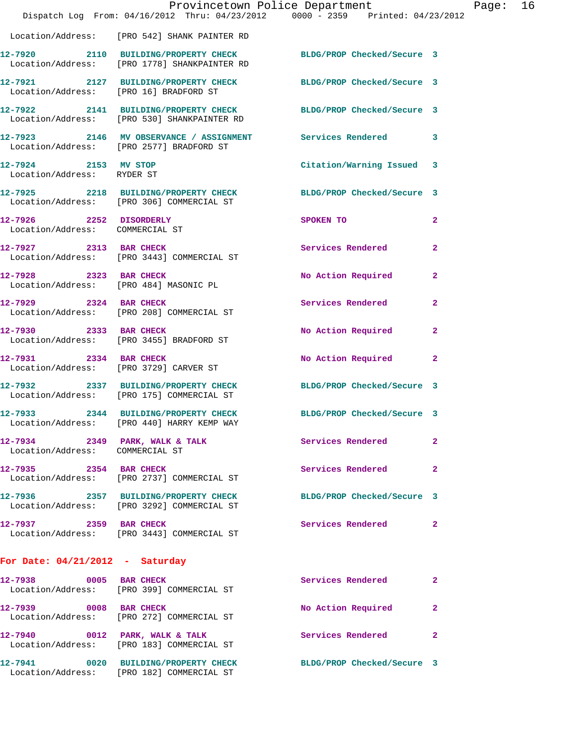Location/Address: [PRO 542] SHANK PAINTER RD

12-7920 2110 BUILDING/PROPERTY CHECK BLDG/PROP Checked/Secure 3
Location/Address: [PRO 1778] SHANKPAINTER RD

12-7921 2127 BUILDING/PROPERTY CHECK BLDG/PROP Checked/Secure 3
Location/Address: [PRO 16] BRADFORD ST

12-7922 2141 BUILDING/PROPERTY CHECK BLDG/PROP Checked/Secure 3
Location/Address: [PRO 530] SHANKPAINTER RD

12-7923 2146 MV OBSERVANCE / ASSIGNMENT Services Rendered 3
Location/Address: [PRO 2577] BRADFORD ST

12-7924 2153 MV STOP Citation/Warning Issued 3
Location/Address: RYDER ST

12-7925 2218 BUILDING/PROPERTY CHECK BLDG/PROP Checked/Secure 3
Location/Address: [PRO 306] COMMERCIAL ST

12-7926 2252 DISORDERLY SPOKEN TO 2
Location/Address: COMMERCIAL ST

12-7927 2313 BAR CHECK Services Rendered 2
Location/Address: [PRO 3443] COMMERCIAL ST

12-7928 2323 BAR CHECK No Action Required 2
Location/Address: [PRO 484] MASONIC PL

12-7929 2324 BAR CHECK Services Rendered 2
Location/Address: [PRO 208] COMMERCIAL ST

12-7930 2333 BAR CHECK No Action Required 2
Location/Address: [PRO 3455] BRADFORD ST

12-7931 2334 BAR CHECK No Action Required 2
Location/Address: [PRO 3729] CARVER ST

12-7932 2337 BUILDING/PROPERTY CHECK BLDG/PROP Checked/Secure 3
Location/Address: [PRO 175] COMMERCIAL ST

12-7933 2344 BUILDING/PROPERTY CHECK BLDG/PROP Checked/Secure 3
Location/Address: [PRO 440] HARRY KEMP WAY

12-7934 2349 PARK, WALK & TALK Services Rendered 2
Location/Address: COMMERCIAL ST

12-7935 2354 BAR CHECK Services Rendered 2
Location/Address: [PRO 2737] COMMERCIAL ST

12-7936 2357 BUILDING/PROPERTY CHECK BLDG/PROP Checked/Secure 3
Location/Address: [PRO 3292] COMMERCIAL ST

12-7937 2359 BAR CHECK Services Rendered 2
Location/Address: [PRO 3443] COMMERCIAL ST

**For Date: 04/21/2012 - Saturday**

12-7938 0005 BAR CHECK Services Rendered 2
Location/Address: [PRO 399] COMMERCIAL ST

12-7939 0008 BAR CHECK No Action Required 2
Location/Address: [PRO 272] COMMERCIAL ST

12-7940 0012 PARK, WALK & TALK Services Rendered 2
Location/Address: [PRO 183] COMMERCIAL ST

12-7941 0020 BUILDING/PROPERTY CHECK BLDG/PROP Checked/Secure 3
Location/Address: [PRO 182] COMMERCIAL ST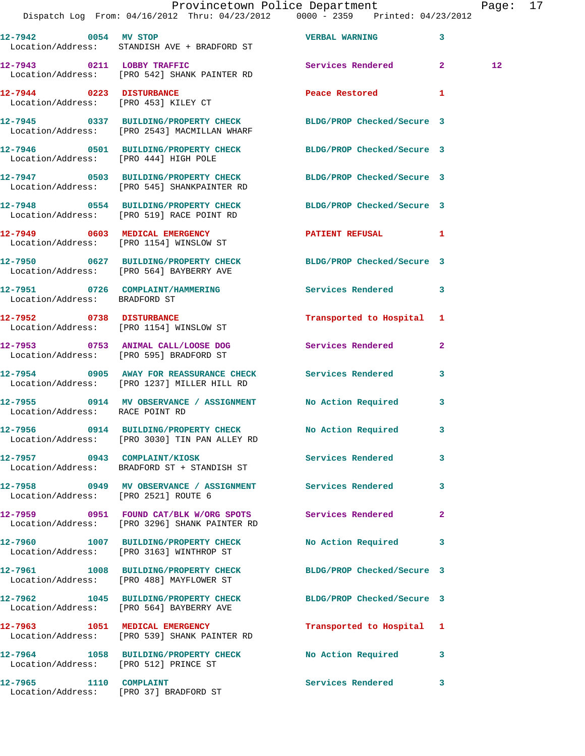| Call Number | Time | Call Reason | Action | Priority | |
|---|---|---|---|---|---|
| 12-7942 | 0054 | MV STOP | VERBAL WARNING | 3 | |
| Location/Address: | | STANDISH AVE + BRADFORD ST | | | |
| 12-7943 | 0211 | LOBBY TRAFFIC | Services Rendered | 2 | 12 |
| Location/Address: | | [PRO 542] SHANK PAINTER RD | | | |
| 12-7944 | 0223 | DISTURBANCE | Peace Restored | 1 | |
| Location/Address: | | [PRO 453] KILEY CT | | | |
| 12-7945 | 0337 | BUILDING/PROPERTY CHECK | BLDG/PROP Checked/Secure | 3 | |
| Location/Address: | | [PRO 2543] MACMILLAN WHARF | | | |
| 12-7946 | 0501 | BUILDING/PROPERTY CHECK | BLDG/PROP Checked/Secure | 3 | |
| Location/Address: | | [PRO 444] HIGH POLE | | | |
| 12-7947 | 0503 | BUILDING/PROPERTY CHECK | BLDG/PROP Checked/Secure | 3 | |
| Location/Address: | | [PRO 545] SHANKPAINTER RD | | | |
| 12-7948 | 0554 | BUILDING/PROPERTY CHECK | BLDG/PROP Checked/Secure | 3 | |
| Location/Address: | | [PRO 519] RACE POINT RD | | | |
| 12-7949 | 0603 | MEDICAL EMERGENCY | PATIENT REFUSAL | 1 | |
| Location/Address: | | [PRO 1154] WINSLOW ST | | | |
| 12-7950 | 0627 | BUILDING/PROPERTY CHECK | BLDG/PROP Checked/Secure | 3 | |
| Location/Address: | | [PRO 564] BAYBERRY AVE | | | |
| 12-7951 | 0726 | COMPLAINT/HAMMERING | Services Rendered | 3 | |
| Location/Address: | | BRADFORD ST | | | |
| 12-7952 | 0738 | DISTURBANCE | Transported to Hospital | 1 | |
| Location/Address: | | [PRO 1154] WINSLOW ST | | | |
| 12-7953 | 0753 | ANIMAL CALL/LOOSE DOG | Services Rendered | 2 | |
| Location/Address: | | [PRO 595] BRADFORD ST | | | |
| 12-7954 | 0905 | AWAY FOR REASSURANCE CHECK | Services Rendered | 3 | |
| Location/Address: | | [PRO 1237] MILLER HILL RD | | | |
| 12-7955 | 0914 | MV OBSERVANCE / ASSIGNMENT | No Action Required | 3 | |
| Location/Address: | | RACE POINT RD | | | |
| 12-7956 | 0914 | BUILDING/PROPERTY CHECK | No Action Required | 3 | |
| Location/Address: | | [PRO 3030] TIN PAN ALLEY RD | | | |
| 12-7957 | 0943 | COMPLAINT/KIOSK | Services Rendered | 3 | |
| Location/Address: | | BRADFORD ST + STANDISH ST | | | |
| 12-7958 | 0949 | MV OBSERVANCE / ASSIGNMENT | Services Rendered | 3 | |
| Location/Address: | | [PRO 2521] ROUTE 6 | | | |
| 12-7959 | 0951 | FOUND CAT/BLK W/ORG SPOTS | Services Rendered | 2 | |
| Location/Address: | | [PRO 3296] SHANK PAINTER RD | | | |
| 12-7960 | 1007 | BUILDING/PROPERTY CHECK | No Action Required | 3 | |
| Location/Address: | | [PRO 3163] WINTHROP ST | | | |
| 12-7961 | 1008 | BUILDING/PROPERTY CHECK | BLDG/PROP Checked/Secure | 3 | |
| Location/Address: | | [PRO 488] MAYFLOWER ST | | | |
| 12-7962 | 1045 | BUILDING/PROPERTY CHECK | BLDG/PROP Checked/Secure | 3 | |
| Location/Address: | | [PRO 564] BAYBERRY AVE | | | |
| 12-7963 | 1051 | MEDICAL EMERGENCY | Transported to Hospital | 1 | |
| Location/Address: | | [PRO 539] SHANK PAINTER RD | | | |
| 12-7964 | 1058 | BUILDING/PROPERTY CHECK | No Action Required | 3 | |
| Location/Address: | | [PRO 512] PRINCE ST | | | |
| 12-7965 | 1110 | COMPLAINT | Services Rendered | 3 | |
| Location/Address: | | [PRO 37] BRADFORD ST | | | |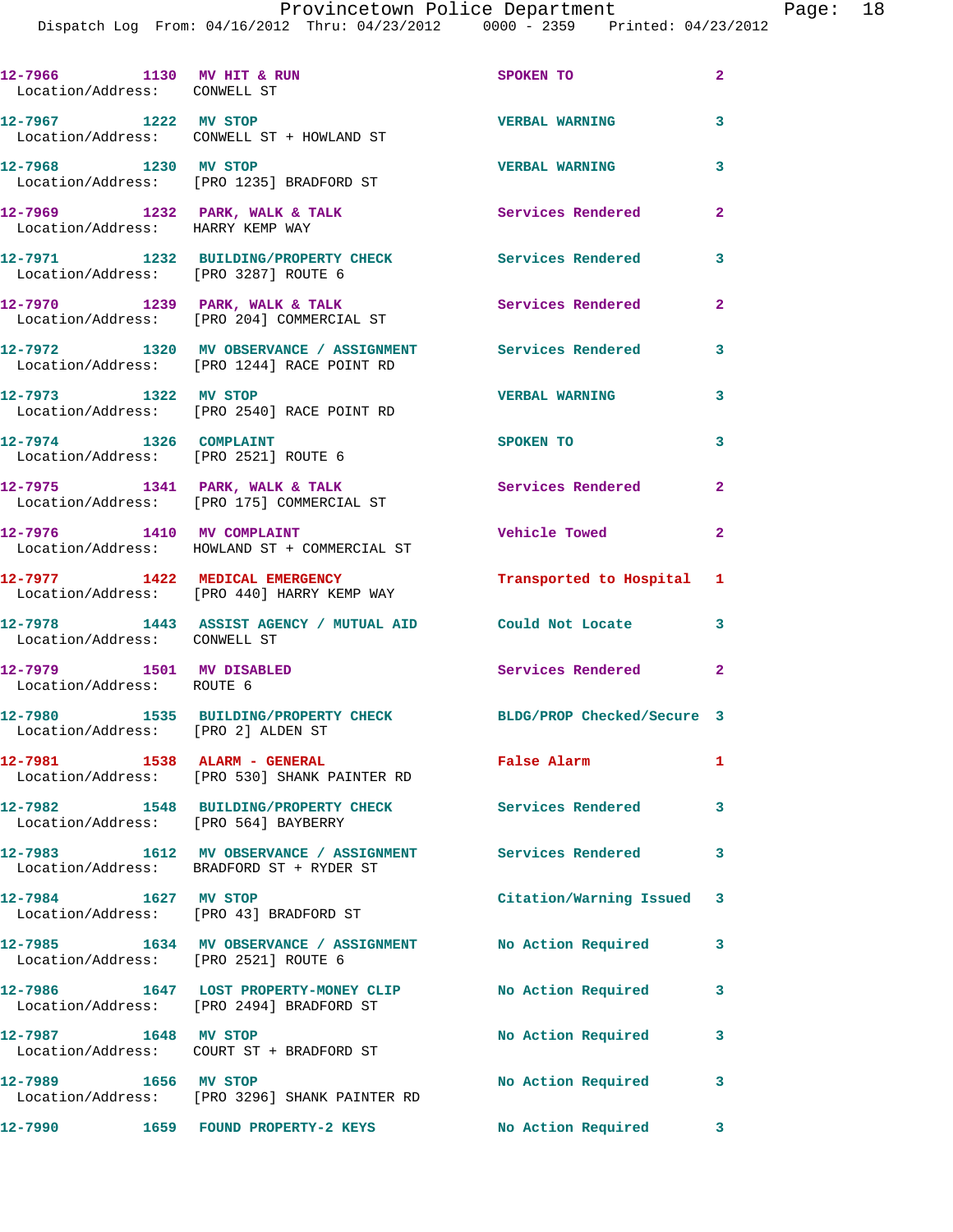12-7966 1130 MV HIT & RUN SPOKEN TO 2
Location/Address: CONWELL ST

12-7967 1222 MV STOP VERBAL WARNING 3
Location/Address: CONWELL ST + HOWLAND ST

12-7968 1230 MV STOP VERBAL WARNING 3
Location/Address: [PRO 1235] BRADFORD ST

12-7969 1232 PARK, WALK & TALK Services Rendered 2
Location/Address: HARRY KEMP WAY

12-7971 1232 BUILDING/PROPERTY CHECK Services Rendered 3
Location/Address: [PRO 3287] ROUTE 6

12-7970 1239 PARK, WALK & TALK Services Rendered 2
Location/Address: [PRO 204] COMMERCIAL ST

12-7972 1320 MV OBSERVANCE / ASSIGNMENT Services Rendered 3
Location/Address: [PRO 1244] RACE POINT RD

12-7973 1322 MV STOP VERBAL WARNING 3
Location/Address: [PRO 2540] RACE POINT RD

12-7974 1326 COMPLAINT SPOKEN TO 3
Location/Address: [PRO 2521] ROUTE 6

12-7975 1341 PARK, WALK & TALK Services Rendered 2
Location/Address: [PRO 175] COMMERCIAL ST

12-7976 1410 MV COMPLAINT Vehicle Towed 2
Location/Address: HOWLAND ST + COMMERCIAL ST

12-7977 1422 MEDICAL EMERGENCY Transported to Hospital 1
Location/Address: [PRO 440] HARRY KEMP WAY

12-7978 1443 ASSIST AGENCY / MUTUAL AID Could Not Locate 3
Location/Address: CONWELL ST

12-7979 1501 MV DISABLED Services Rendered 2
Location/Address: ROUTE 6

12-7980 1535 BUILDING/PROPERTY CHECK BLDG/PROP Checked/Secure 3
Location/Address: [PRO 2] ALDEN ST

12-7981 1538 ALARM - GENERAL False Alarm 1
Location/Address: [PRO 530] SHANK PAINTER RD

12-7982 1548 BUILDING/PROPERTY CHECK Services Rendered 3
Location/Address: [PRO 564] BAYBERRY

12-7983 1612 MV OBSERVANCE / ASSIGNMENT Services Rendered 3
Location/Address: BRADFORD ST + RYDER ST

12-7984 1627 MV STOP Citation/Warning Issued 3
Location/Address: [PRO 43] BRADFORD ST

12-7985 1634 MV OBSERVANCE / ASSIGNMENT No Action Required 3
Location/Address: [PRO 2521] ROUTE 6

12-7986 1647 LOST PROPERTY-MONEY CLIP No Action Required 3
Location/Address: [PRO 2494] BRADFORD ST

12-7987 1648 MV STOP No Action Required 3
Location/Address: COURT ST + BRADFORD ST

12-7989 1656 MV STOP No Action Required 3
Location/Address: [PRO 3296] SHANK PAINTER RD

12-7990 1659 FOUND PROPERTY-2 KEYS No Action Required 3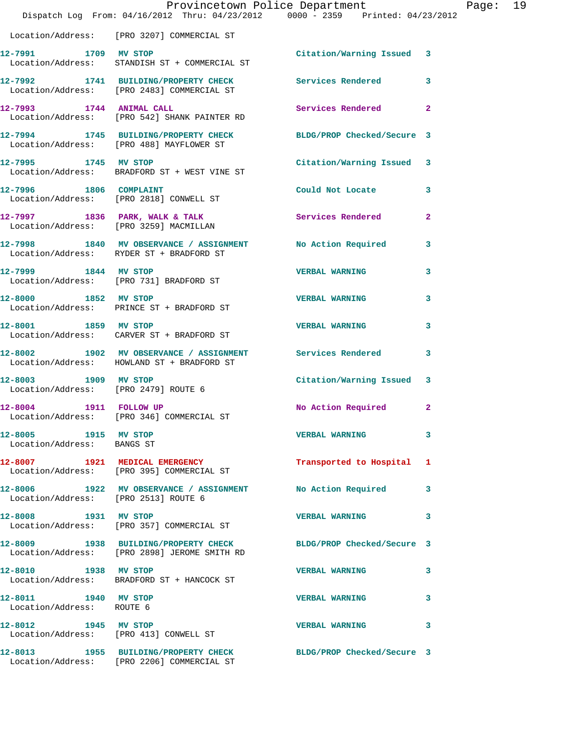Location/Address: [PRO 3207] COMMERCIAL ST

| Call # | Time | Call Type | Disposition | Priority |
|---|---|---|---|---|
| 12-7991 | 1709 | MV STOP | Citation/Warning Issued | 3 |
| | | Location/Address: STANDISH ST + COMMERCIAL ST | | |
| 12-7992 | 1741 | BUILDING/PROPERTY CHECK | Services Rendered | 3 |
| | | Location/Address: [PRO 2483] COMMERCIAL ST | | |
| 12-7993 | 1744 | ANIMAL CALL | Services Rendered | 2 |
| | | Location/Address: [PRO 542] SHANK PAINTER RD | | |
| 12-7994 | 1745 | BUILDING/PROPERTY CHECK | BLDG/PROP Checked/Secure | 3 |
| | | Location/Address: [PRO 488] MAYFLOWER ST | | |
| 12-7995 | 1745 | MV STOP | Citation/Warning Issued | 3 |
| | | Location/Address: BRADFORD ST + WEST VINE ST | | |
| 12-7996 | 1806 | COMPLAINT | Could Not Locate | 3 |
| | | Location/Address: [PRO 2818] CONWELL ST | | |
| 12-7997 | 1836 | PARK, WALK & TALK | Services Rendered | 2 |
| | | Location/Address: [PRO 3259] MACMILLAN | | |
| 12-7998 | 1840 | MV OBSERVATION / ASSIGNMENT | No Action Required | 3 |
| | | Location/Address: RYDER ST + BRADFORD ST | | |
| 12-7999 | 1844 | MV STOP | VERBAL WARNING | 3 |
| | | Location/Address: [PRO 731] BRADFORD ST | | |
| 12-8000 | 1852 | MV STOP | VERBAL WARNING | 3 |
| | | Location/Address: PRINCE ST + BRADFORD ST | | |
| 12-8001 | 1859 | MV STOP | VERBAL WARNING | 3 |
| | | Location/Address: CARVER ST + BRADFORD ST | | |
| 12-8002 | 1902 | MV OBSERVATION / ASSIGNMENT | Services Rendered | 3 |
| | | Location/Address: HOWLAND ST + BRADFORD ST | | |
| 12-8003 | 1909 | MV STOP | Citation/Warning Issued | 3 |
| | | Location/Address: [PRO 2479] ROUTE 6 | | |
| 12-8004 | 1911 | FOLLOW UP | No Action Required | 2 |
| | | Location/Address: [PRO 346] COMMERCIAL ST | | |
| 12-8005 | 1915 | MV STOP | VERBAL WARNING | 3 |
| | | Location/Address: BANGS ST | | |
| 12-8007 | 1921 | MEDICAL EMERGENCY | Transported to Hospital | 1 |
| | | Location/Address: [PRO 395] COMMERCIAL ST | | |
| 12-8006 | 1922 | MV OBSERVATION / ASSIGNMENT | No Action Required | 3 |
| | | Location/Address: [PRO 2513] ROUTE 6 | | |
| 12-8008 | 1931 | MV STOP | VERBAL WARNING | 3 |
| | | Location/Address: [PRO 357] COMMERCIAL ST | | |
| 12-8009 | 1938 | BUILDING/PROPERTY CHECK | BLDG/PROP Checked/Secure | 3 |
| | | Location/Address: [PRO 2898] JEROME SMITH RD | | |
| 12-8010 | 1938 | MV STOP | VERBAL WARNING | 3 |
| | | Location/Address: BRADFORD ST + HANCOCK ST | | |
| 12-8011 | 1940 | MV STOP | VERBAL WARNING | 3 |
| | | Location/Address: ROUTE 6 | | |
| 12-8012 | 1945 | MV STOP | VERBAL WARNING | 3 |
| | | Location/Address: [PRO 413] CONWELL ST | | |
| 12-8013 | 1955 | BUILDING/PROPERTY CHECK | BLDG/PROP Checked/Secure | 3 |
| | | Location/Address: [PRO 2206] COMMERCIAL ST | | |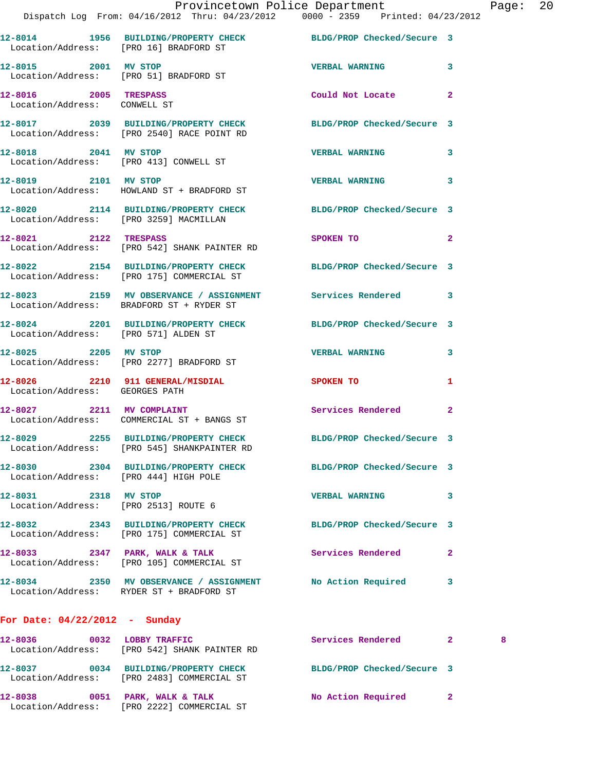12-8014 1956 BUILDING/PROPERTY CHECK BLDG/PROP Checked/Secure 3
Location/Address: [PRO 16] BRADFORD ST

12-8015 2001 MV STOP VERBAL WARNING 3
Location/Address: [PRO 51] BRADFORD ST

12-8016 2005 TRESPASS Could Not Locate 2
Location/Address: CONWELL ST

12-8017 2039 BUILDING/PROPERTY CHECK BLDG/PROP Checked/Secure 3
Location/Address: [PRO 2540] RACE POINT RD

12-8018 2041 MV STOP VERBAL WARNING 3
Location/Address: [PRO 413] CONWELL ST

12-8019 2101 MV STOP VERBAL WARNING 3
Location/Address: HOWLAND ST + BRADFORD ST

12-8020 2114 BUILDING/PROPERTY CHECK BLDG/PROP Checked/Secure 3
Location/Address: [PRO 3259] MACMILLAN

12-8021 2122 TRESPASS SPOKEN TO 2
Location/Address: [PRO 542] SHANK PAINTER RD

12-8022 2154 BUILDING/PROPERTY CHECK BLDG/PROP Checked/Secure 3
Location/Address: [PRO 175] COMMERCIAL ST

12-8023 2159 MV OBSERVANCE / ASSIGNMENT Services Rendered 3
Location/Address: BRADFORD ST + RYDER ST

12-8024 2201 BUILDING/PROPERTY CHECK BLDG/PROP Checked/Secure 3
Location/Address: [PRO 571] ALDEN ST

12-8025 2205 MV STOP VERBAL WARNING 3
Location/Address: [PRO 2277] BRADFORD ST

12-8026 2210 911 GENERAL/MISDIAL SPOKEN TO 1
Location/Address: GEORGES PATH

12-8027 2211 MV COMPLAINT Services Rendered 2
Location/Address: COMMERCIAL ST + BANGS ST

12-8029 2255 BUILDING/PROPERTY CHECK BLDG/PROP Checked/Secure 3
Location/Address: [PRO 545] SHANKPAINTER RD

12-8030 2304 BUILDING/PROPERTY CHECK BLDG/PROP Checked/Secure 3
Location/Address: [PRO 444] HIGH POLE

12-8031 2318 MV STOP VERBAL WARNING 3
Location/Address: [PRO 2513] ROUTE 6

12-8032 2343 BUILDING/PROPERTY CHECK BLDG/PROP Checked/Secure 3
Location/Address: [PRO 175] COMMERCIAL ST

12-8033 2347 PARK, WALK & TALK Services Rendered 2
Location/Address: [PRO 105] COMMERCIAL ST

12-8034 2350 MV OBSERVANCE / ASSIGNMENT No Action Required 3
Location/Address: RYDER ST + BRADFORD ST

## For Date: 04/22/2012 - Sunday

12-8036 0032 LOBBY TRAFFIC Services Rendered 2 8
Location/Address: [PRO 542] SHANK PAINTER RD

12-8037 0034 BUILDING/PROPERTY CHECK BLDG/PROP Checked/Secure 3
Location/Address: [PRO 2483] COMMERCIAL ST

12-8038 0051 PARK, WALK & TALK No Action Required 2
Location/Address: [PRO 2222] COMMERCIAL ST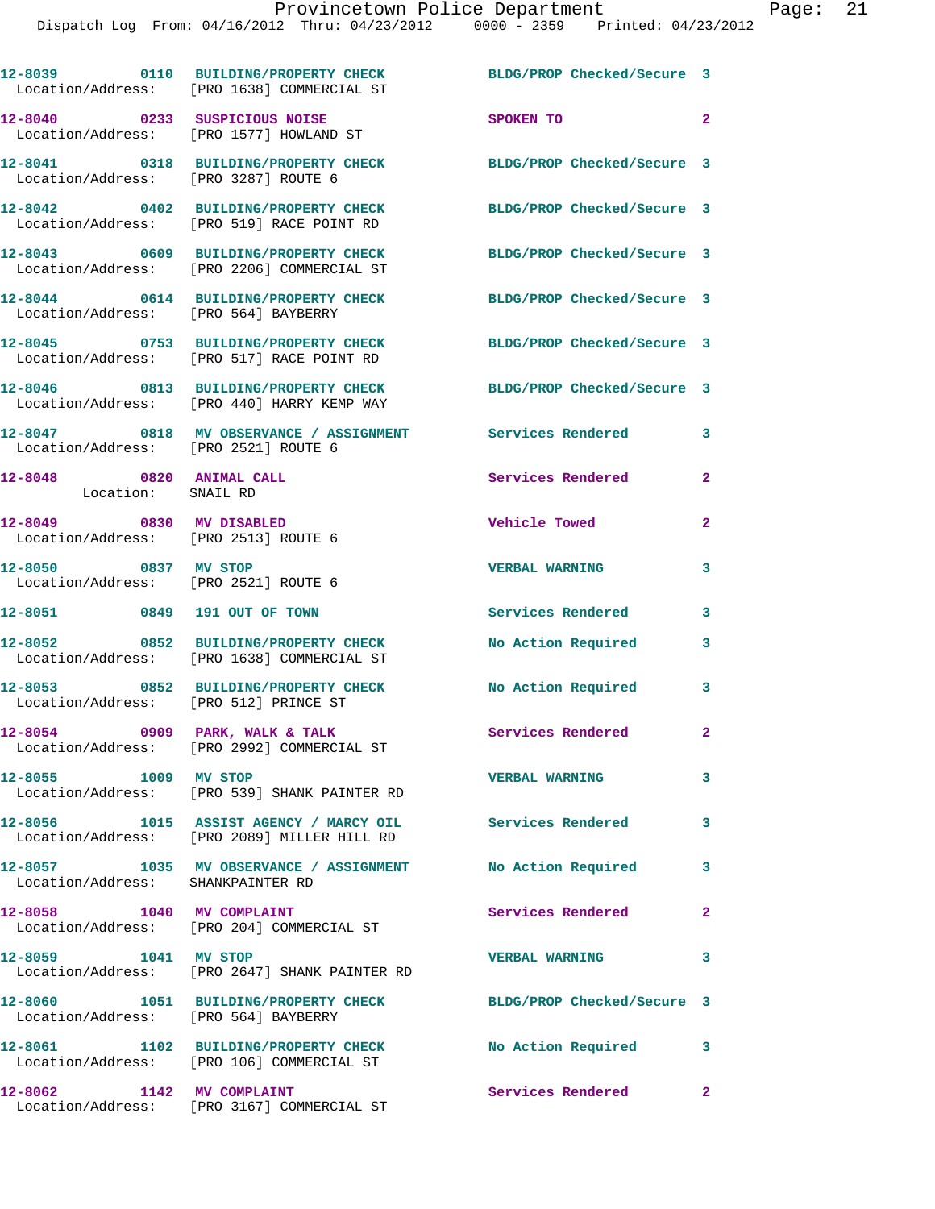12-8039 0110 BUILDING/PROPERTY CHECK BLDG/PROP Checked/Secure 3
Location/Address: [PRO 1638] COMMERCIAL ST

12-8040 0233 SUSPICIOUS NOISE SPOKEN TO 2
Location/Address: [PRO 1577] HOWLAND ST

12-8041 0318 BUILDING/PROPERTY CHECK BLDG/PROP Checked/Secure 3
Location/Address: [PRO 3287] ROUTE 6

12-8042 0402 BUILDING/PROPERTY CHECK BLDG/PROP Checked/Secure 3
Location/Address: [PRO 519] RACE POINT RD

12-8043 0609 BUILDING/PROPERTY CHECK BLDG/PROP Checked/Secure 3
Location/Address: [PRO 2206] COMMERCIAL ST

12-8044 0614 BUILDING/PROPERTY CHECK BLDG/PROP Checked/Secure 3
Location/Address: [PRO 564] BAYBERRY

12-8045 0753 BUILDING/PROPERTY CHECK BLDG/PROP Checked/Secure 3
Location/Address: [PRO 517] RACE POINT RD

12-8046 0813 BUILDING/PROPERTY CHECK BLDG/PROP Checked/Secure 3
Location/Address: [PRO 440] HARRY KEMP WAY

12-8047 0818 MV OBSERVANCE / ASSIGNMENT Services Rendered 3
Location/Address: [PRO 2521] ROUTE 6

12-8048 0820 ANIMAL CALL Services Rendered 2
Location: SNAIL RD

12-8049 0830 MV DISABLED Vehicle Towed 2
Location/Address: [PRO 2513] ROUTE 6

12-8050 0837 MV STOP VERBAL WARNING 3
Location/Address: [PRO 2521] ROUTE 6

12-8051 0849 191 OUT OF TOWN Services Rendered 3

12-8052 0852 BUILDING/PROPERTY CHECK No Action Required 3
Location/Address: [PRO 1638] COMMERCIAL ST

12-8053 0852 BUILDING/PROPERTY CHECK No Action Required 3
Location/Address: [PRO 512] PRINCE ST

12-8054 0909 PARK, WALK & TALK Services Rendered 2
Location/Address: [PRO 2992] COMMERCIAL ST

12-8055 1009 MV STOP VERBAL WARNING 3
Location/Address: [PRO 539] SHANK PAINTER RD

12-8056 1015 ASSIST AGENCY / MARCY OIL Services Rendered 3
Location/Address: [PRO 2089] MILLER HILL RD

12-8057 1035 MV OBSERVANCE / ASSIGNMENT No Action Required 3
Location/Address: SHANKPAINTER RD

12-8058 1040 MV COMPLAINT Services Rendered 2
Location/Address: [PRO 204] COMMERCIAL ST

12-8059 1041 MV STOP VERBAL WARNING 3
Location/Address: [PRO 2647] SHANK PAINTER RD

12-8060 1051 BUILDING/PROPERTY CHECK BLDG/PROP Checked/Secure 3
Location/Address: [PRO 564] BAYBERRY

12-8061 1102 BUILDING/PROPERTY CHECK No Action Required 3
Location/Address: [PRO 106] COMMERCIAL ST

12-8062 1142 MV COMPLAINT Services Rendered 2
Location/Address: [PRO 3167] COMMERCIAL ST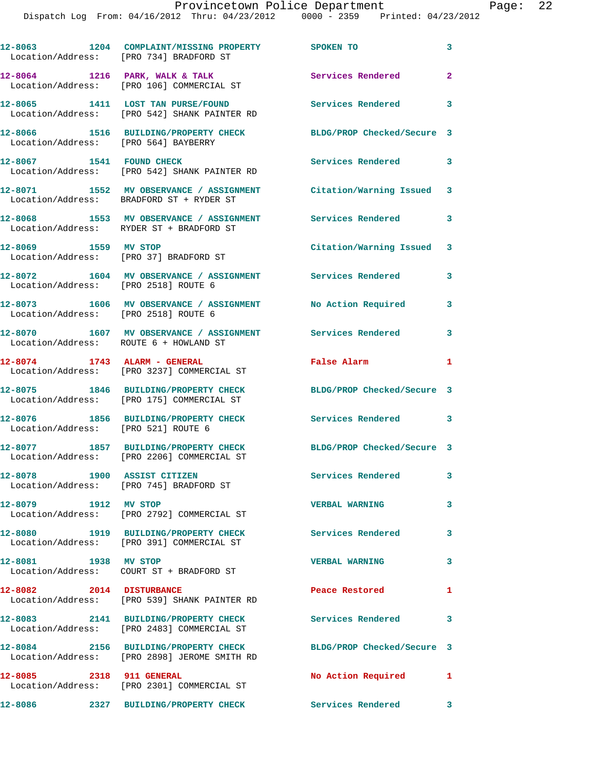| Call # | Time | Call Reason | Action | Priority |
|---|---|---|---|---|
| 12-8063 | 1204 | COMPLAINT/MISSING PROPERTY | SPOKEN TO | 3 |
| | | Location/Address: [PRO 734] BRADFORD ST | | |
| 12-8064 | 1216 | PARK, WALK & TALK | Services Rendered | 2 |
| | | Location/Address: [PRO 106] COMMERCIAL ST | | |
| 12-8065 | 1411 | LOST TAN PURSE/FOUND | Services Rendered | 3 |
| | | Location/Address: [PRO 542] SHANK PAINTER RD | | |
| 12-8066 | 1516 | BUILDING/PROPERTY CHECK | BLDG/PROP Checked/Secure | 3 |
| | | Location/Address: [PRO 564] BAYBERRY | | |
| 12-8067 | 1541 | FOUND CHECK | Services Rendered | 3 |
| | | Location/Address: [PRO 542] SHANK PAINTER RD | | |
| 12-8071 | 1552 | MV OBSERVANCE / ASSIGNMENT | Citation/Warning Issued | 3 |
| | | Location/Address: BRADFORD ST + RYDER ST | | |
| 12-8068 | 1553 | MV OBSERVANCE / ASSIGNMENT | Services Rendered | 3 |
| | | Location/Address: RYDER ST + BRADFORD ST | | |
| 12-8069 | 1559 | MV STOP | Citation/Warning Issued | 3 |
| | | Location/Address: [PRO 37] BRADFORD ST | | |
| 12-8072 | 1604 | MV OBSERVANCE / ASSIGNMENT | Services Rendered | 3 |
| | | Location/Address: [PRO 2518] ROUTE 6 | | |
| 12-8073 | 1606 | MV OBSERVANCE / ASSIGNMENT | No Action Required | 3 |
| | | Location/Address: [PRO 2518] ROUTE 6 | | |
| 12-8070 | 1607 | MV OBSERVANCE / ASSIGNMENT | Services Rendered | 3 |
| | | Location/Address: ROUTE 6 + HOWLAND ST | | |
| 12-8074 | 1743 | ALARM - GENERAL | False Alarm | 1 |
| | | Location/Address: [PRO 3237] COMMERCIAL ST | | |
| 12-8075 | 1846 | BUILDING/PROPERTY CHECK | BLDG/PROP Checked/Secure | 3 |
| | | Location/Address: [PRO 175] COMMERCIAL ST | | |
| 12-8076 | 1856 | BUILDING/PROPERTY CHECK | Services Rendered | 3 |
| | | Location/Address: [PRO 521] ROUTE 6 | | |
| 12-8077 | 1857 | BUILDING/PROPERTY CHECK | BLDG/PROP Checked/Secure | 3 |
| | | Location/Address: [PRO 2206] COMMERCIAL ST | | |
| 12-8078 | 1900 | ASSIST CITIZEN | Services Rendered | 3 |
| | | Location/Address: [PRO 745] BRADFORD ST | | |
| 12-8079 | 1912 | MV STOP | VERBAL WARNING | 3 |
| | | Location/Address: [PRO 2792] COMMERCIAL ST | | |
| 12-8080 | 1919 | BUILDING/PROPERTY CHECK | Services Rendered | 3 |
| | | Location/Address: [PRO 391] COMMERCIAL ST | | |
| 12-8081 | 1938 | MV STOP | VERBAL WARNING | 3 |
| | | Location/Address: COURT ST + BRADFORD ST | | |
| 12-8082 | 2014 | DISTURBANCE | Peace Restored | 1 |
| | | Location/Address: [PRO 539] SHANK PAINTER RD | | |
| 12-8083 | 2141 | BUILDING/PROPERTY CHECK | Services Rendered | 3 |
| | | Location/Address: [PRO 2483] COMMERCIAL ST | | |
| 12-8084 | 2156 | BUILDING/PROPERTY CHECK | BLDG/PROP Checked/Secure | 3 |
| | | Location/Address: [PRO 2898] JEROME SMITH RD | | |
| 12-8085 | 2318 | 911 GENERAL | No Action Required | 1 |
| | | Location/Address: [PRO 2301] COMMERCIAL ST | | |
| 12-8086 | 2327 | BUILDING/PROPERTY CHECK | Services Rendered | 3 |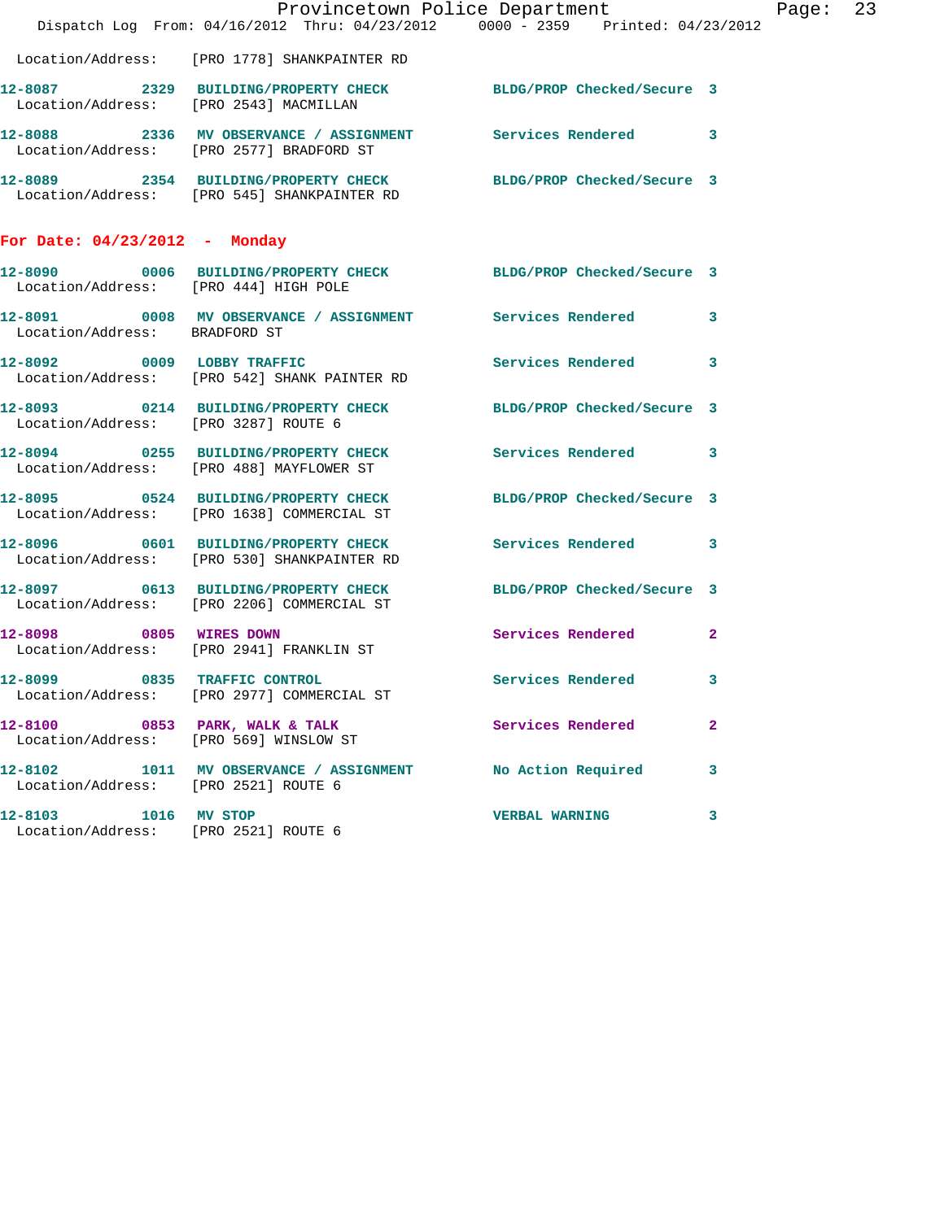Location/Address: [PRO 1778] SHANKPAINTER RD

**12-8087 2329 BUILDING/PROPERTY CHECK** BLDG/PROP Checked/Secure 3
Location/Address: [PRO 2543] MACMILLAN

**12-8088 2336 MV OBSERVANCE / ASSIGNMENT** Services Rendered 3
Location/Address: [PRO 2577] BRADFORD ST

**12-8089 2354 BUILDING/PROPERTY CHECK** BLDG/PROP Checked/Secure 3
Location/Address: [PRO 545] SHANKPAINTER RD

## For Date: 04/23/2012 - Monday

**12-8090 0006 BUILDING/PROPERTY CHECK** BLDG/PROP Checked/Secure 3
Location/Address: [PRO 444] HIGH POLE

**12-8091 0008 MV OBSERVANCE / ASSIGNMENT** Services Rendered 3
Location/Address: BRADFORD ST

**12-8092 0009 LOBBY TRAFFIC** Services Rendered 3
Location/Address: [PRO 542] SHANK PAINTER RD

**12-8093 0214 BUILDING/PROPERTY CHECK** BLDG/PROP Checked/Secure 3
Location/Address: [PRO 3287] ROUTE 6

**12-8094 0255 BUILDING/PROPERTY CHECK** Services Rendered 3
Location/Address: [PRO 488] MAYFLOWER ST

**12-8095 0524 BUILDING/PROPERTY CHECK** BLDG/PROP Checked/Secure 3
Location/Address: [PRO 1638] COMMERCIAL ST

**12-8096 0601 BUILDING/PROPERTY CHECK** Services Rendered 3
Location/Address: [PRO 530] SHANKPAINTER RD

**12-8097 0613 BUILDING/PROPERTY CHECK** BLDG/PROP Checked/Secure 3
Location/Address: [PRO 2206] COMMERCIAL ST

**12-8098 0805 WIRES DOWN** Services Rendered 2
Location/Address: [PRO 2941] FRANKLIN ST

**12-8099 0835 TRAFFIC CONTROL** Services Rendered 3
Location/Address: [PRO 2977] COMMERCIAL ST

**12-8100 0853 PARK, WALK & TALK** Services Rendered 2
Location/Address: [PRO 569] WINSLOW ST

**12-8102 1011 MV OBSERVANCE / ASSIGNMENT** No Action Required 3
Location/Address: [PRO 2521] ROUTE 6

**12-8103 1016 MV STOP** VERBAL WARNING 3
Location/Address: [PRO 2521] ROUTE 6